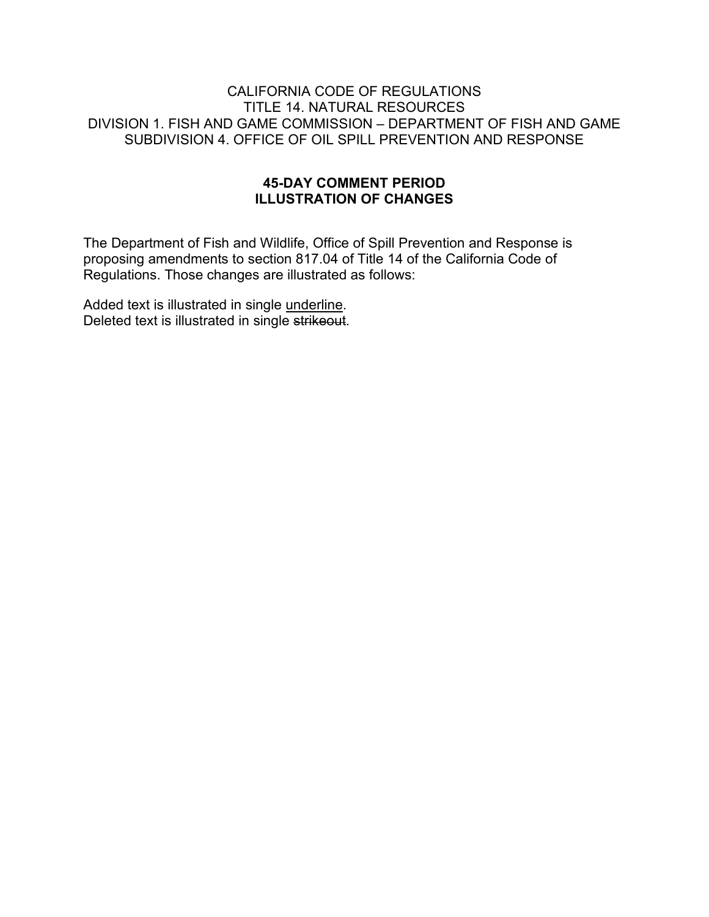CALIFORNIA CODE OF REGULATIONS
TITLE 14. NATURAL RESOURCES
DIVISION 1. FISH AND GAME COMMISSION – DEPARTMENT OF FISH AND GAME
SUBDIVISION 4. OFFICE OF OIL SPILL PREVENTION AND RESPONSE

**45-DAY COMMENT PERIOD**
**ILLUSTRATION OF CHANGES**

The Department of Fish and Wildlife, Office of Spill Prevention and Response is proposing amendments to section 817.04 of Title 14 of the California Code of Regulations. Those changes are illustrated as follows:

Added text is illustrated in single <u>underline</u>.
Deleted text is illustrated in single ~~strikeout~~.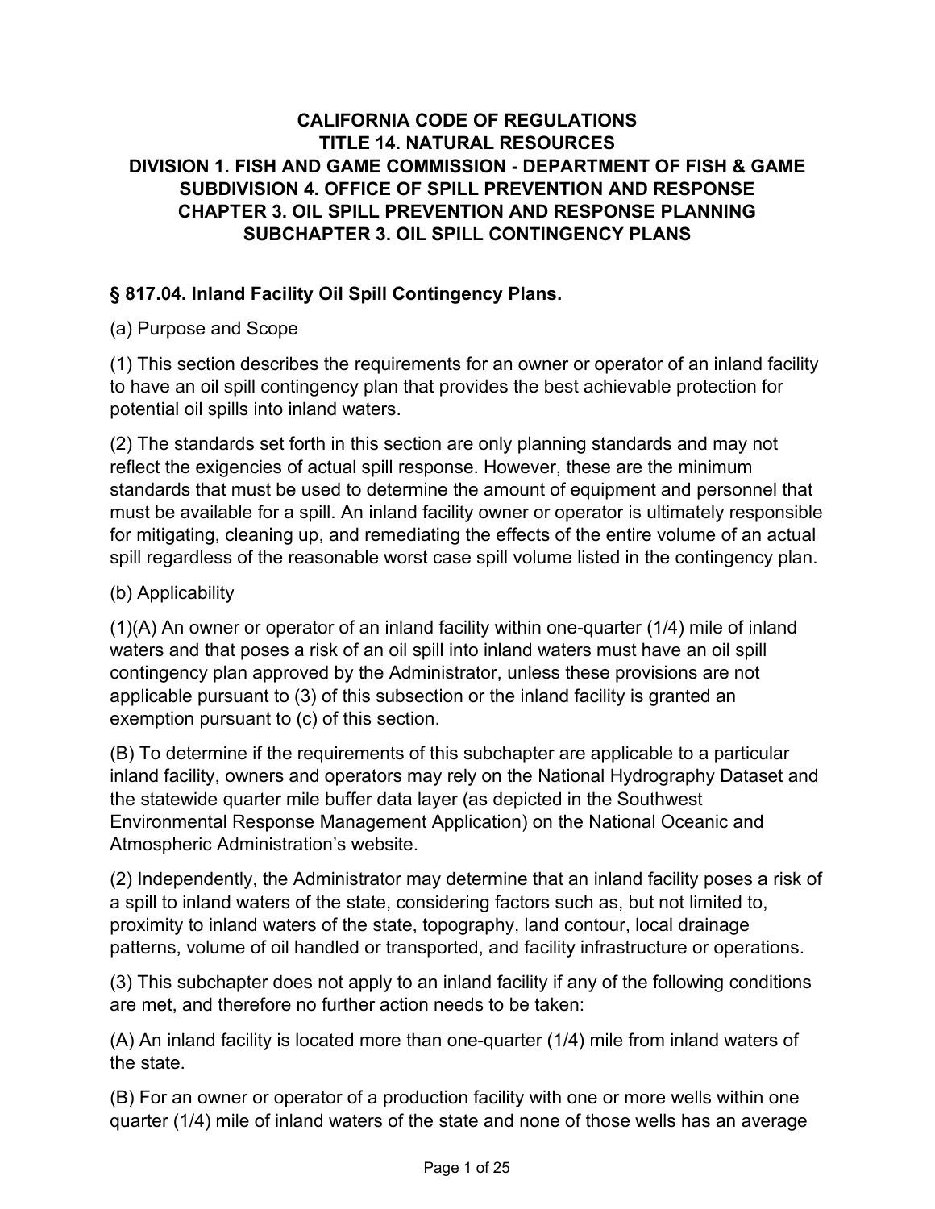**CALIFORNIA CODE OF REGULATIONS**
**TITLE 14. NATURAL RESOURCES**
**DIVISION 1. FISH AND GAME COMMISSION - DEPARTMENT OF FISH & GAME**
**SUBDIVISION 4. OFFICE OF SPILL PREVENTION AND RESPONSE**
**CHAPTER 3. OIL SPILL PREVENTION AND RESPONSE PLANNING**
**SUBCHAPTER 3. OIL SPILL CONTINGENCY PLANS**

## § 817.04. Inland Facility Oil Spill Contingency Plans.

(a) Purpose and Scope

(1) This section describes the requirements for an owner or operator of an inland facility to have an oil spill contingency plan that provides the best achievable protection for potential oil spills into inland waters.

(2) The standards set forth in this section are only planning standards and may not reflect the exigencies of actual spill response. However, these are the minimum standards that must be used to determine the amount of equipment and personnel that must be available for a spill. An inland facility owner or operator is ultimately responsible for mitigating, cleaning up, and remediating the effects of the entire volume of an actual spill regardless of the reasonable worst case spill volume listed in the contingency plan.

(b) Applicability

(1)(A) An owner or operator of an inland facility within one-quarter (1/4) mile of inland waters and that poses a risk of an oil spill into inland waters must have an oil spill contingency plan approved by the Administrator, unless these provisions are not applicable pursuant to (3) of this subsection or the inland facility is granted an exemption pursuant to (c) of this section.

(B) To determine if the requirements of this subchapter are applicable to a particular inland facility, owners and operators may rely on the National Hydrography Dataset and the statewide quarter mile buffer data layer (as depicted in the Southwest Environmental Response Management Application) on the National Oceanic and Atmospheric Administration's website.

(2) Independently, the Administrator may determine that an inland facility poses a risk of a spill to inland waters of the state, considering factors such as, but not limited to, proximity to inland waters of the state, topography, land contour, local drainage patterns, volume of oil handled or transported, and facility infrastructure or operations.

(3) This subchapter does not apply to an inland facility if any of the following conditions are met, and therefore no further action needs to be taken:

(A) An inland facility is located more than one-quarter (1/4) mile from inland waters of the state.

(B) For an owner or operator of a production facility with one or more wells within one quarter (1/4) mile of inland waters of the state and none of those wells has an average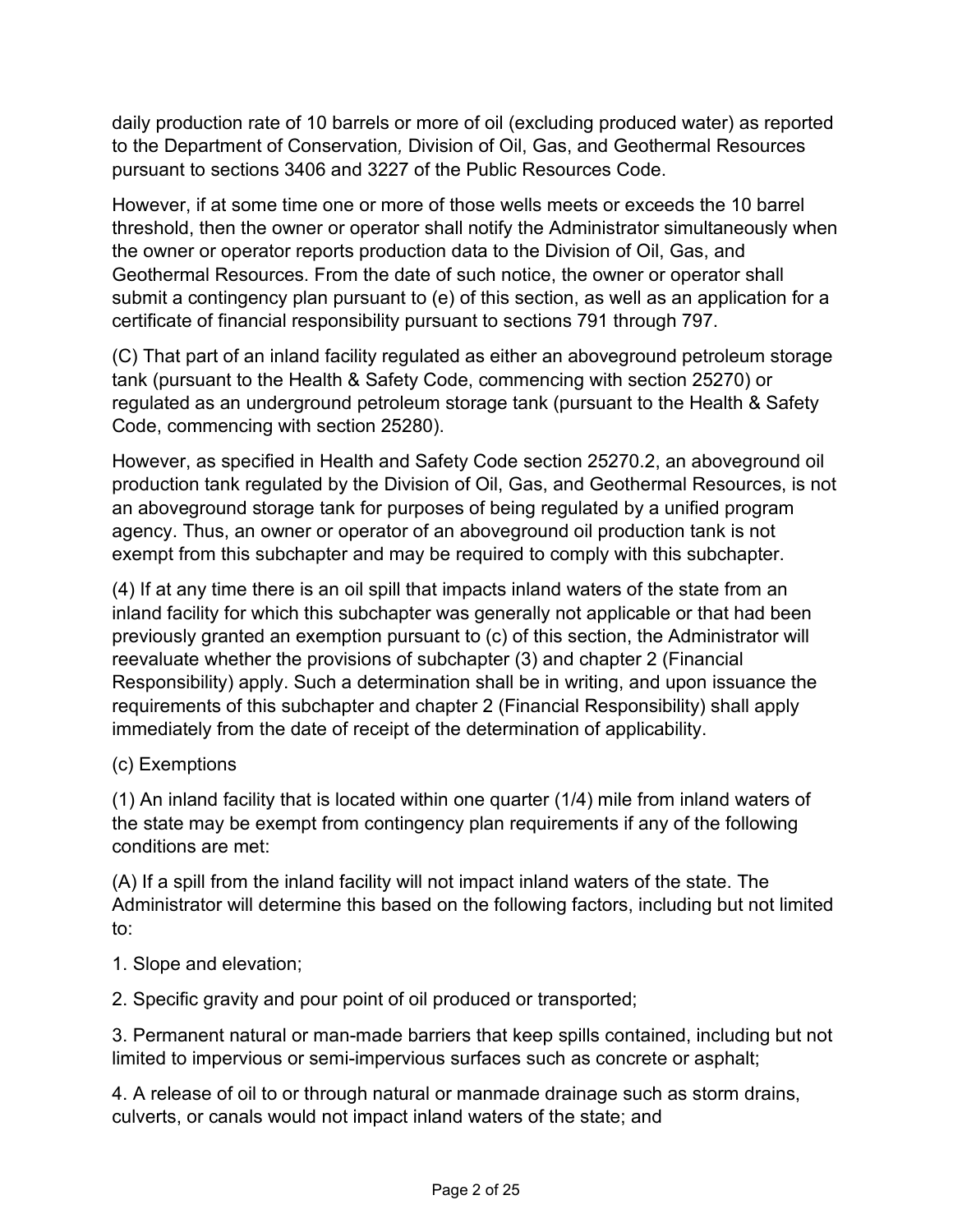daily production rate of 10 barrels or more of oil (excluding produced water) as reported to the Department of Conservation, Division of Oil, Gas, and Geothermal Resources pursuant to sections 3406 and 3227 of the Public Resources Code.

However, if at some time one or more of those wells meets or exceeds the 10 barrel threshold, then the owner or operator shall notify the Administrator simultaneously when the owner or operator reports production data to the Division of Oil, Gas, and Geothermal Resources. From the date of such notice, the owner or operator shall submit a contingency plan pursuant to (e) of this section, as well as an application for a certificate of financial responsibility pursuant to sections 791 through 797.

(C) That part of an inland facility regulated as either an aboveground petroleum storage tank (pursuant to the Health & Safety Code, commencing with section 25270) or regulated as an underground petroleum storage tank (pursuant to the Health & Safety Code, commencing with section 25280).

However, as specified in Health and Safety Code section 25270.2, an aboveground oil production tank regulated by the Division of Oil, Gas, and Geothermal Resources, is not an aboveground storage tank for purposes of being regulated by a unified program agency. Thus, an owner or operator of an aboveground oil production tank is not exempt from this subchapter and may be required to comply with this subchapter.

(4) If at any time there is an oil spill that impacts inland waters of the state from an inland facility for which this subchapter was generally not applicable or that had been previously granted an exemption pursuant to (c) of this section, the Administrator will reevaluate whether the provisions of subchapter (3) and chapter 2 (Financial Responsibility) apply. Such a determination shall be in writing, and upon issuance the requirements of this subchapter and chapter 2 (Financial Responsibility) shall apply immediately from the date of receipt of the determination of applicability.

(c) Exemptions

(1) An inland facility that is located within one quarter (1/4) mile from inland waters of the state may be exempt from contingency plan requirements if any of the following conditions are met:

(A) If a spill from the inland facility will not impact inland waters of the state. The Administrator will determine this based on the following factors, including but not limited to:

1. Slope and elevation;

2. Specific gravity and pour point of oil produced or transported;

3. Permanent natural or man-made barriers that keep spills contained, including but not limited to impervious or semi-impervious surfaces such as concrete or asphalt;

4. A release of oil to or through natural or manmade drainage such as storm drains, culverts, or canals would not impact inland waters of the state; and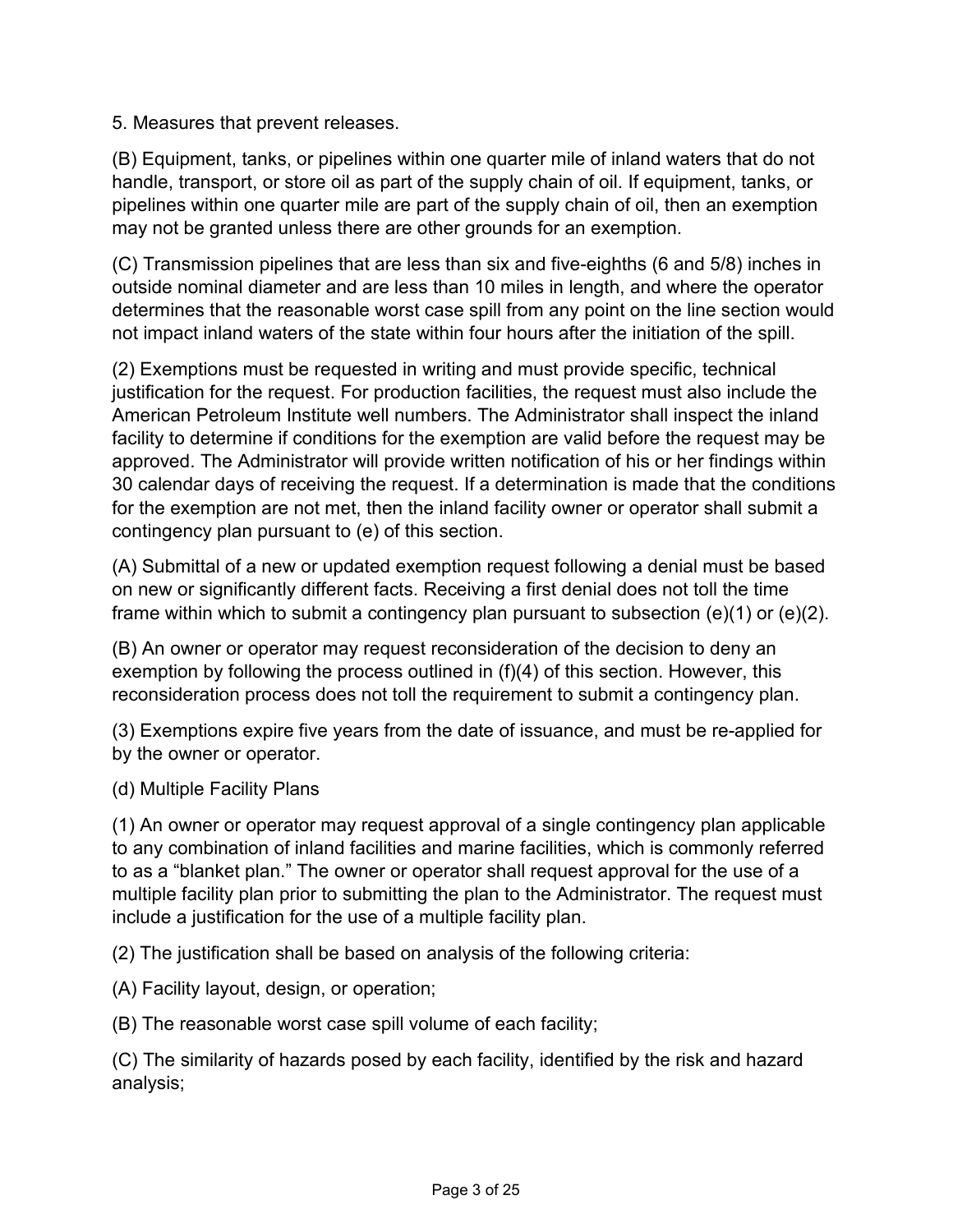5. Measures that prevent releases.

(B) Equipment, tanks, or pipelines within one quarter mile of inland waters that do not handle, transport, or store oil as part of the supply chain of oil. If equipment, tanks, or pipelines within one quarter mile are part of the supply chain of oil, then an exemption may not be granted unless there are other grounds for an exemption.

(C) Transmission pipelines that are less than six and five-eighths (6 and 5/8) inches in outside nominal diameter and are less than 10 miles in length, and where the operator determines that the reasonable worst case spill from any point on the line section would not impact inland waters of the state within four hours after the initiation of the spill.

(2) Exemptions must be requested in writing and must provide specific, technical justification for the request. For production facilities, the request must also include the American Petroleum Institute well numbers. The Administrator shall inspect the inland facility to determine if conditions for the exemption are valid before the request may be approved. The Administrator will provide written notification of his or her findings within 30 calendar days of receiving the request. If a determination is made that the conditions for the exemption are not met, then the inland facility owner or operator shall submit a contingency plan pursuant to (e) of this section.

(A) Submittal of a new or updated exemption request following a denial must be based on new or significantly different facts. Receiving a first denial does not toll the time frame within which to submit a contingency plan pursuant to subsection (e)(1) or (e)(2).

(B) An owner or operator may request reconsideration of the decision to deny an exemption by following the process outlined in (f)(4) of this section. However, this reconsideration process does not toll the requirement to submit a contingency plan.

(3) Exemptions expire five years from the date of issuance, and must be re-applied for by the owner or operator.

(d) Multiple Facility Plans

(1) An owner or operator may request approval of a single contingency plan applicable to any combination of inland facilities and marine facilities, which is commonly referred to as a "blanket plan." The owner or operator shall request approval for the use of a multiple facility plan prior to submitting the plan to the Administrator. The request must include a justification for the use of a multiple facility plan.

(2) The justification shall be based on analysis of the following criteria:

(A) Facility layout, design, or operation;

(B) The reasonable worst case spill volume of each facility;

(C) The similarity of hazards posed by each facility, identified by the risk and hazard analysis;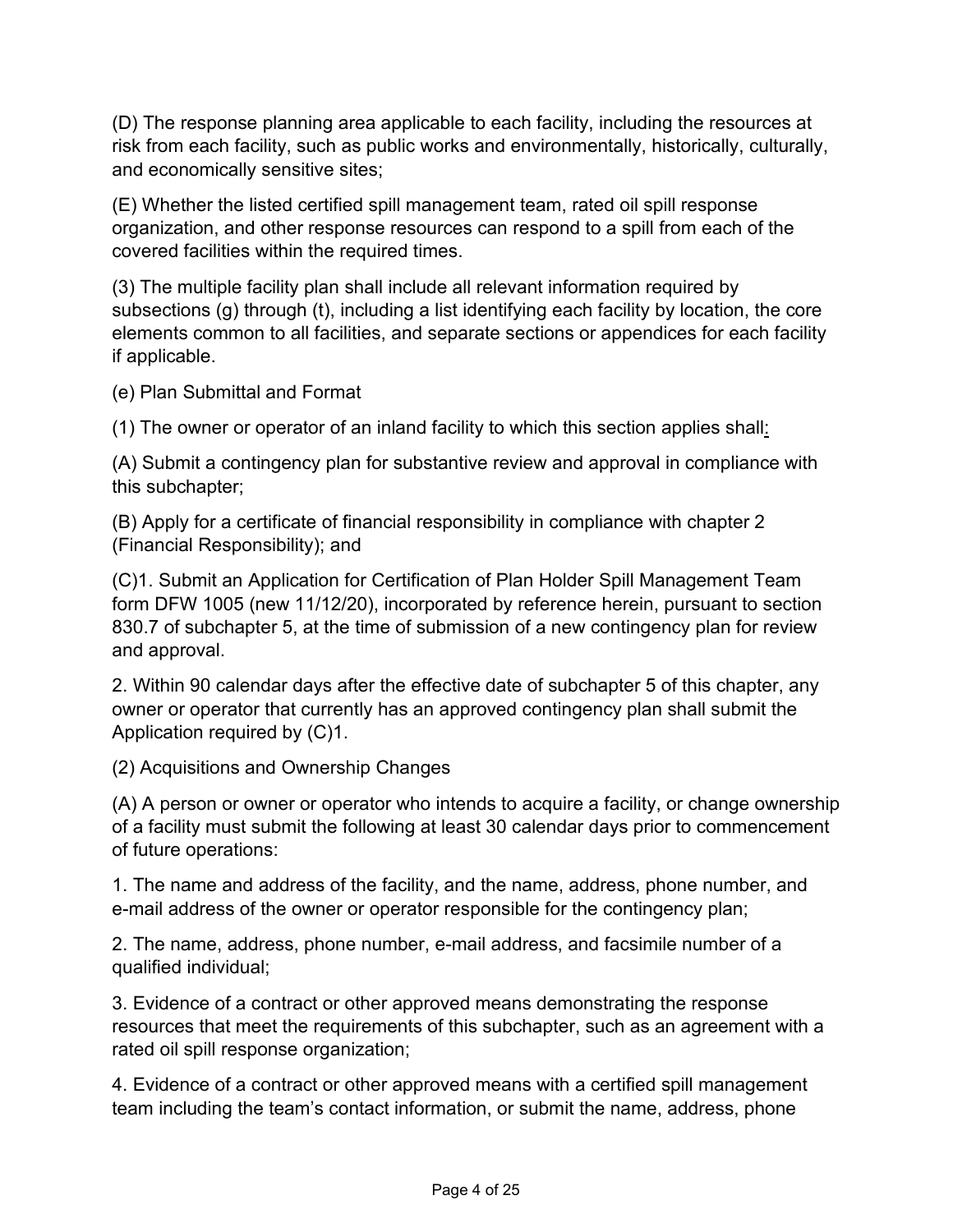(D) The response planning area applicable to each facility, including the resources at risk from each facility, such as public works and environmentally, historically, culturally, and economically sensitive sites;

(E) Whether the listed certified spill management team, rated oil spill response organization, and other response resources can respond to a spill from each of the covered facilities within the required times.

(3) The multiple facility plan shall include all relevant information required by subsections (g) through (t), including a list identifying each facility by location, the core elements common to all facilities, and separate sections or appendices for each facility if applicable.

(e) Plan Submittal and Format

(1) The owner or operator of an inland facility to which this section applies shall:

(A) Submit a contingency plan for substantive review and approval in compliance with this subchapter;

(B) Apply for a certificate of financial responsibility in compliance with chapter 2 (Financial Responsibility); and

(C)1. Submit an Application for Certification of Plan Holder Spill Management Team form DFW 1005 (new 11/12/20), incorporated by reference herein, pursuant to section 830.7 of subchapter 5, at the time of submission of a new contingency plan for review and approval.

2. Within 90 calendar days after the effective date of subchapter 5 of this chapter, any owner or operator that currently has an approved contingency plan shall submit the Application required by (C)1.

(2) Acquisitions and Ownership Changes

(A) A person or owner or operator who intends to acquire a facility, or change ownership of a facility must submit the following at least 30 calendar days prior to commencement of future operations:

1. The name and address of the facility, and the name, address, phone number, and e-mail address of the owner or operator responsible for the contingency plan;

2. The name, address, phone number, e-mail address, and facsimile number of a qualified individual;

3. Evidence of a contract or other approved means demonstrating the response resources that meet the requirements of this subchapter, such as an agreement with a rated oil spill response organization;

4. Evidence of a contract or other approved means with a certified spill management team including the team's contact information, or submit the name, address, phone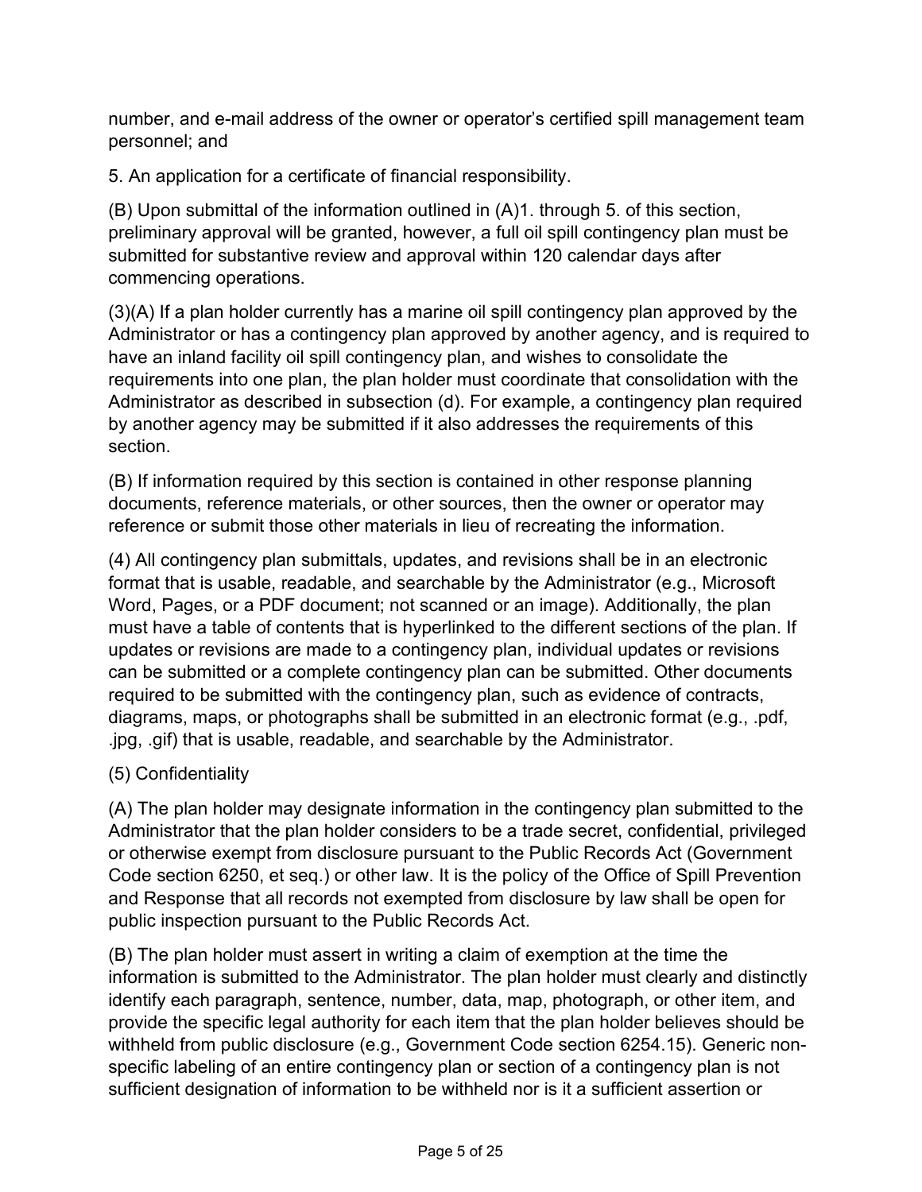number, and e-mail address of the owner or operator's certified spill management team personnel; and

5. An application for a certificate of financial responsibility.

(B) Upon submittal of the information outlined in (A)1. through 5. of this section, preliminary approval will be granted, however, a full oil spill contingency plan must be submitted for substantive review and approval within 120 calendar days after commencing operations.

(3)(A) If a plan holder currently has a marine oil spill contingency plan approved by the Administrator or has a contingency plan approved by another agency, and is required to have an inland facility oil spill contingency plan, and wishes to consolidate the requirements into one plan, the plan holder must coordinate that consolidation with the Administrator as described in subsection (d). For example, a contingency plan required by another agency may be submitted if it also addresses the requirements of this section.

(B) If information required by this section is contained in other response planning documents, reference materials, or other sources, then the owner or operator may reference or submit those other materials in lieu of recreating the information.

(4) All contingency plan submittals, updates, and revisions shall be in an electronic format that is usable, readable, and searchable by the Administrator (e.g., Microsoft Word, Pages, or a PDF document; not scanned or an image). Additionally, the plan must have a table of contents that is hyperlinked to the different sections of the plan. If updates or revisions are made to a contingency plan, individual updates or revisions can be submitted or a complete contingency plan can be submitted. Other documents required to be submitted with the contingency plan, such as evidence of contracts, diagrams, maps, or photographs shall be submitted in an electronic format (e.g., .pdf, .jpg, .gif) that is usable, readable, and searchable by the Administrator.

(5) Confidentiality

(A) The plan holder may designate information in the contingency plan submitted to the Administrator that the plan holder considers to be a trade secret, confidential, privileged or otherwise exempt from disclosure pursuant to the Public Records Act (Government Code section 6250, et seq.) or other law. It is the policy of the Office of Spill Prevention and Response that all records not exempted from disclosure by law shall be open for public inspection pursuant to the Public Records Act.

(B) The plan holder must assert in writing a claim of exemption at the time the information is submitted to the Administrator. The plan holder must clearly and distinctly identify each paragraph, sentence, number, data, map, photograph, or other item, and provide the specific legal authority for each item that the plan holder believes should be withheld from public disclosure (e.g., Government Code section 6254.15). Generic non-specific labeling of an entire contingency plan or section of a contingency plan is not sufficient designation of information to be withheld nor is it a sufficient assertion or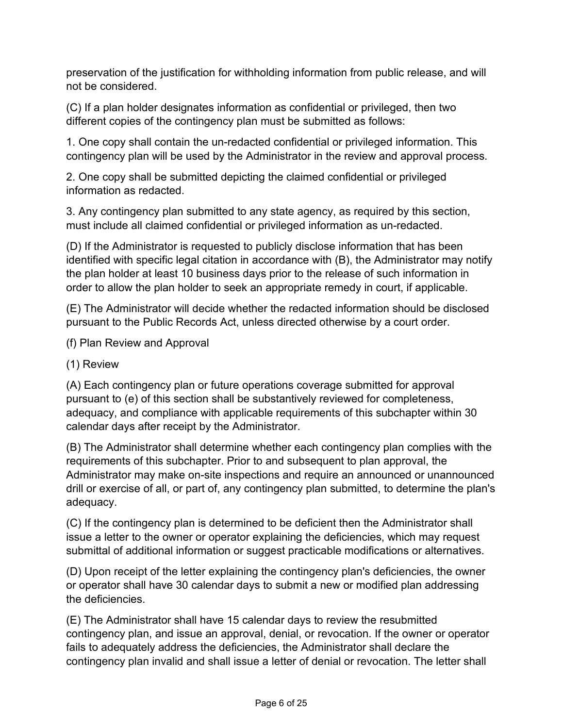preservation of the justification for withholding information from public release, and will not be considered.

(C) If a plan holder designates information as confidential or privileged, then two different copies of the contingency plan must be submitted as follows:

1. One copy shall contain the un-redacted confidential or privileged information. This contingency plan will be used by the Administrator in the review and approval process.

2. One copy shall be submitted depicting the claimed confidential or privileged information as redacted.

3. Any contingency plan submitted to any state agency, as required by this section, must include all claimed confidential or privileged information as un-redacted.

(D) If the Administrator is requested to publicly disclose information that has been identified with specific legal citation in accordance with (B), the Administrator may notify the plan holder at least 10 business days prior to the release of such information in order to allow the plan holder to seek an appropriate remedy in court, if applicable.

(E) The Administrator will decide whether the redacted information should be disclosed pursuant to the Public Records Act, unless directed otherwise by a court order.

(f) Plan Review and Approval

(1) Review

(A) Each contingency plan or future operations coverage submitted for approval pursuant to (e) of this section shall be substantively reviewed for completeness, adequacy, and compliance with applicable requirements of this subchapter within 30 calendar days after receipt by the Administrator.

(B) The Administrator shall determine whether each contingency plan complies with the requirements of this subchapter. Prior to and subsequent to plan approval, the Administrator may make on-site inspections and require an announced or unannounced drill or exercise of all, or part of, any contingency plan submitted, to determine the plan's adequacy.

(C) If the contingency plan is determined to be deficient then the Administrator shall issue a letter to the owner or operator explaining the deficiencies, which may request submittal of additional information or suggest practicable modifications or alternatives.

(D) Upon receipt of the letter explaining the contingency plan's deficiencies, the owner or operator shall have 30 calendar days to submit a new or modified plan addressing the deficiencies.

(E) The Administrator shall have 15 calendar days to review the resubmitted contingency plan, and issue an approval, denial, or revocation. If the owner or operator fails to adequately address the deficiencies, the Administrator shall declare the contingency plan invalid and shall issue a letter of denial or revocation. The letter shall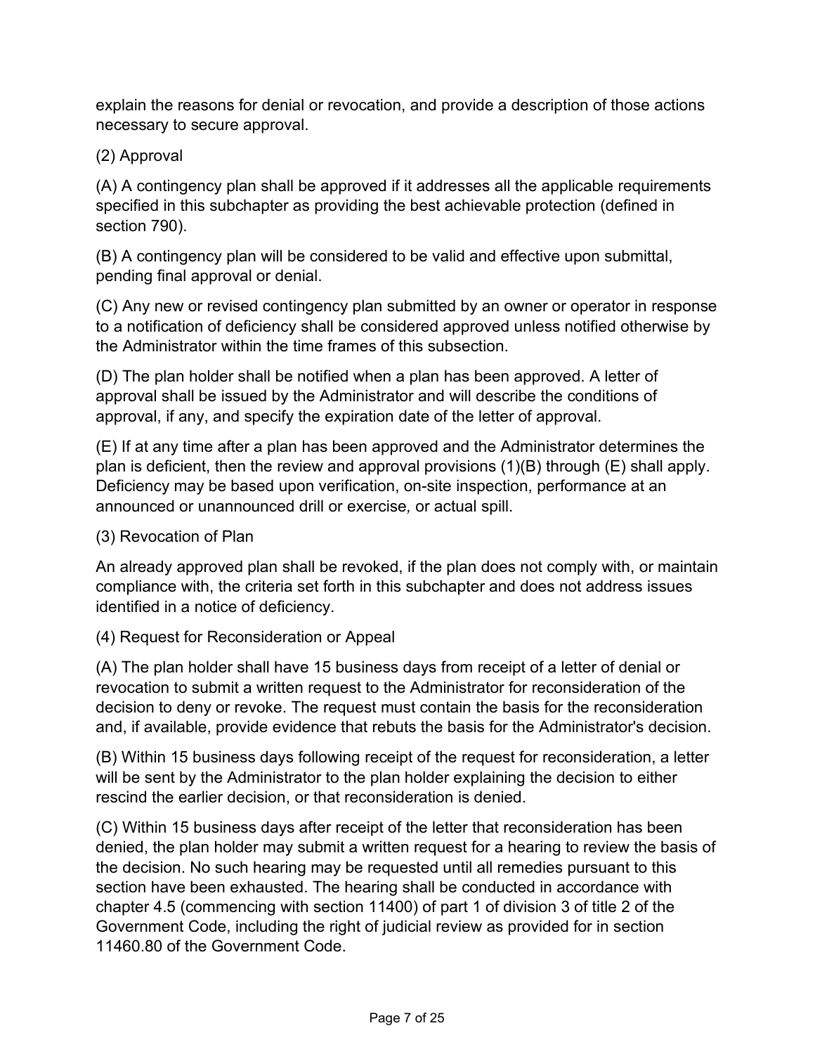explain the reasons for denial or revocation, and provide a description of those actions necessary to secure approval.

(2) Approval

(A) A contingency plan shall be approved if it addresses all the applicable requirements specified in this subchapter as providing the best achievable protection (defined in section 790).

(B) A contingency plan will be considered to be valid and effective upon submittal, pending final approval or denial.

(C) Any new or revised contingency plan submitted by an owner or operator in response to a notification of deficiency shall be considered approved unless notified otherwise by the Administrator within the time frames of this subsection.

(D) The plan holder shall be notified when a plan has been approved. A letter of approval shall be issued by the Administrator and will describe the conditions of approval, if any, and specify the expiration date of the letter of approval.

(E) If at any time after a plan has been approved and the Administrator determines the plan is deficient, then the review and approval provisions (1)(B) through (E) shall apply. Deficiency may be based upon verification, on-site inspection, performance at an announced or unannounced drill or exercise*,* or actual spill.

(3) Revocation of Plan

An already approved plan shall be revoked, if the plan does not comply with, or maintain compliance with, the criteria set forth in this subchapter and does not address issues identified in a notice of deficiency.

(4) Request for Reconsideration or Appeal

(A) The plan holder shall have 15 business days from receipt of a letter of denial or revocation to submit a written request to the Administrator for reconsideration of the decision to deny or revoke. The request must contain the basis for the reconsideration and, if available, provide evidence that rebuts the basis for the Administrator's decision.

(B) Within 15 business days following receipt of the request for reconsideration, a letter will be sent by the Administrator to the plan holder explaining the decision to either rescind the earlier decision, or that reconsideration is denied.

(C) Within 15 business days after receipt of the letter that reconsideration has been denied, the plan holder may submit a written request for a hearing to review the basis of the decision. No such hearing may be requested until all remedies pursuant to this section have been exhausted. The hearing shall be conducted in accordance with chapter 4.5 (commencing with section 11400) of part 1 of division 3 of title 2 of the Government Code, including the right of judicial review as provided for in section 11460.80 of the Government Code.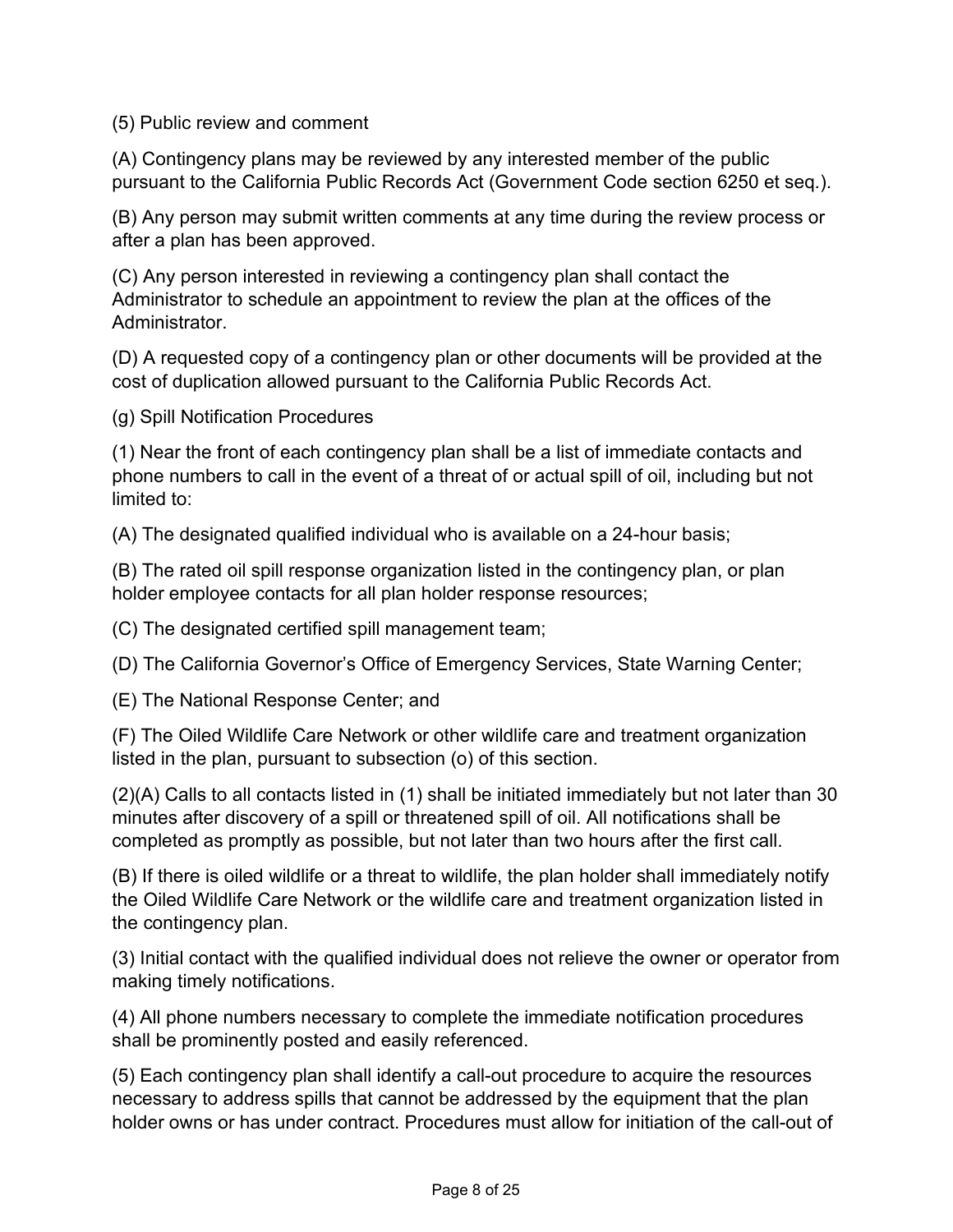(5) Public review and comment

(A) Contingency plans may be reviewed by any interested member of the public pursuant to the California Public Records Act (Government Code section 6250 et seq.).

(B) Any person may submit written comments at any time during the review process or after a plan has been approved.

(C) Any person interested in reviewing a contingency plan shall contact the Administrator to schedule an appointment to review the plan at the offices of the Administrator.

(D) A requested copy of a contingency plan or other documents will be provided at the cost of duplication allowed pursuant to the California Public Records Act.

(g) Spill Notification Procedures

(1) Near the front of each contingency plan shall be a list of immediate contacts and phone numbers to call in the event of a threat of or actual spill of oil, including but not limited to:

(A) The designated qualified individual who is available on a 24-hour basis;

(B) The rated oil spill response organization listed in the contingency plan, or plan holder employee contacts for all plan holder response resources;

(C) The designated certified spill management team;

(D) The California Governor's Office of Emergency Services, State Warning Center;

(E) The National Response Center; and

(F) The Oiled Wildlife Care Network or other wildlife care and treatment organization listed in the plan, pursuant to subsection (o) of this section.

(2)(A) Calls to all contacts listed in (1) shall be initiated immediately but not later than 30 minutes after discovery of a spill or threatened spill of oil. All notifications shall be completed as promptly as possible, but not later than two hours after the first call.

(B) If there is oiled wildlife or a threat to wildlife, the plan holder shall immediately notify the Oiled Wildlife Care Network or the wildlife care and treatment organization listed in the contingency plan.

(3) Initial contact with the qualified individual does not relieve the owner or operator from making timely notifications.

(4) All phone numbers necessary to complete the immediate notification procedures shall be prominently posted and easily referenced.

(5) Each contingency plan shall identify a call-out procedure to acquire the resources necessary to address spills that cannot be addressed by the equipment that the plan holder owns or has under contract. Procedures must allow for initiation of the call-out of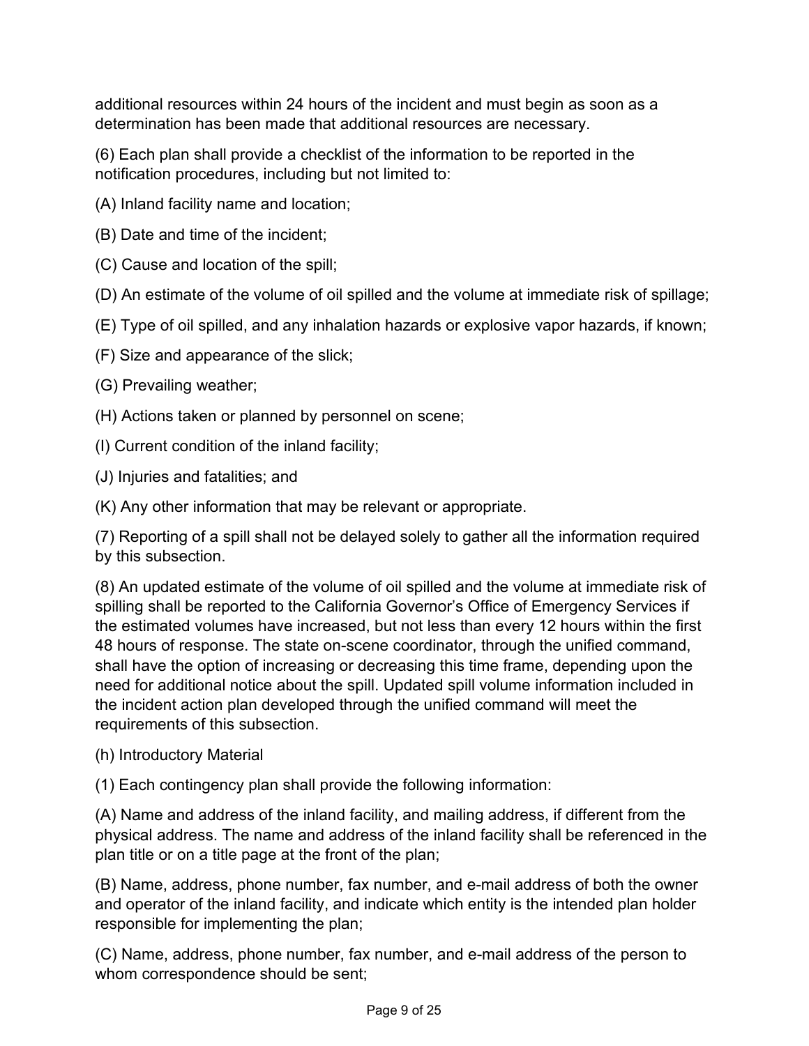additional resources within 24 hours of the incident and must begin as soon as a determination has been made that additional resources are necessary.

(6) Each plan shall provide a checklist of the information to be reported in the notification procedures, including but not limited to:

(A) Inland facility name and location;

(B) Date and time of the incident;

(C) Cause and location of the spill;

(D) An estimate of the volume of oil spilled and the volume at immediate risk of spillage;

(E) Type of oil spilled, and any inhalation hazards or explosive vapor hazards, if known;

(F) Size and appearance of the slick;

(G) Prevailing weather;

(H) Actions taken or planned by personnel on scene;

(I) Current condition of the inland facility;

(J) Injuries and fatalities; and

(K) Any other information that may be relevant or appropriate.

(7) Reporting of a spill shall not be delayed solely to gather all the information required by this subsection.

(8) An updated estimate of the volume of oil spilled and the volume at immediate risk of spilling shall be reported to the California Governor's Office of Emergency Services if the estimated volumes have increased, but not less than every 12 hours within the first 48 hours of response. The state on-scene coordinator, through the unified command, shall have the option of increasing or decreasing this time frame, depending upon the need for additional notice about the spill. Updated spill volume information included in the incident action plan developed through the unified command will meet the requirements of this subsection.

(h) Introductory Material

(1) Each contingency plan shall provide the following information:

(A) Name and address of the inland facility, and mailing address, if different from the physical address. The name and address of the inland facility shall be referenced in the plan title or on a title page at the front of the plan;

(B) Name, address, phone number, fax number, and e-mail address of both the owner and operator of the inland facility, and indicate which entity is the intended plan holder responsible for implementing the plan;

(C) Name, address, phone number, fax number, and e-mail address of the person to whom correspondence should be sent;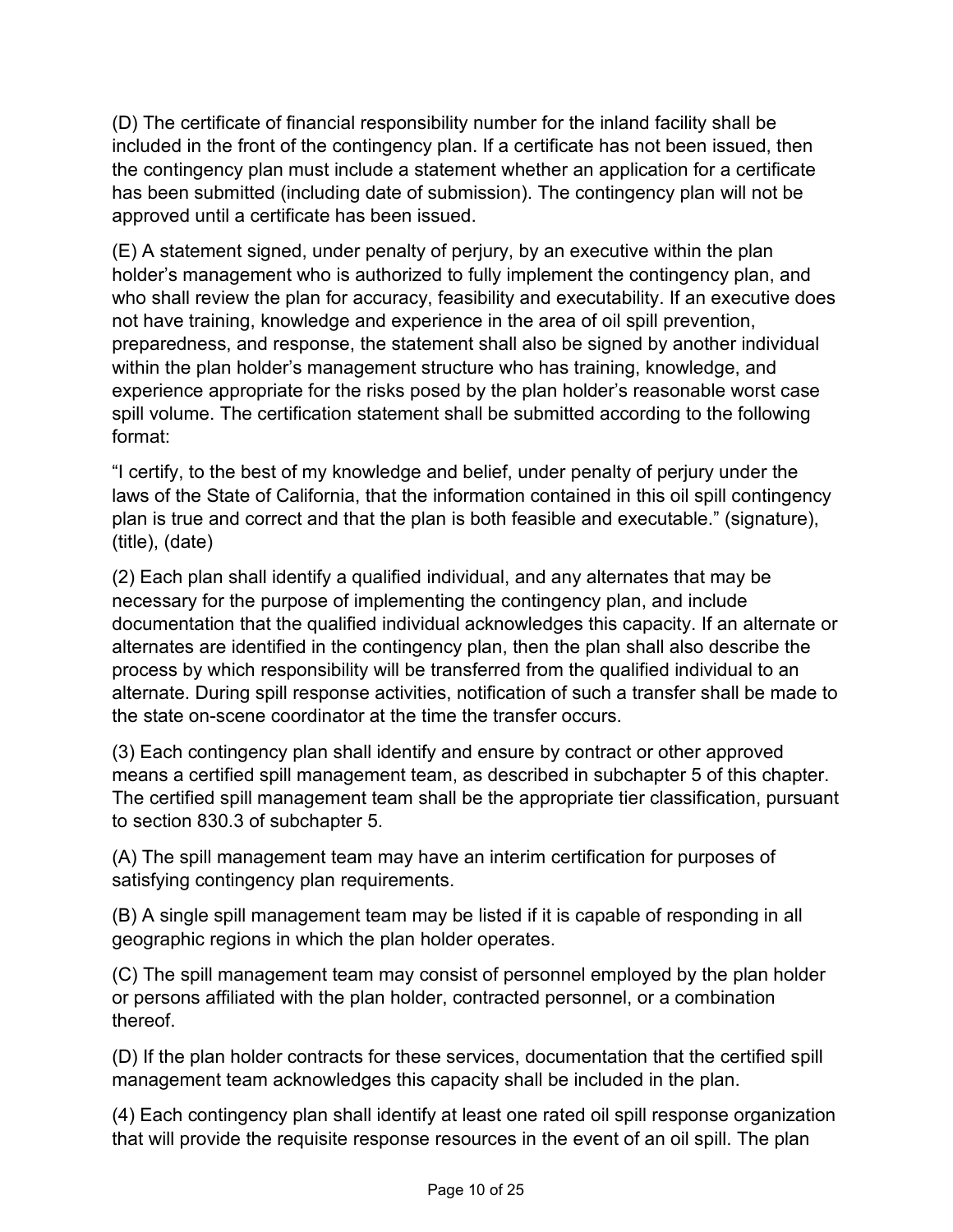(D) The certificate of financial responsibility number for the inland facility shall be included in the front of the contingency plan. If a certificate has not been issued, then the contingency plan must include a statement whether an application for a certificate has been submitted (including date of submission). The contingency plan will not be approved until a certificate has been issued.

(E) A statement signed, under penalty of perjury, by an executive within the plan holder's management who is authorized to fully implement the contingency plan, and who shall review the plan for accuracy, feasibility and executability. If an executive does not have training, knowledge and experience in the area of oil spill prevention, preparedness, and response, the statement shall also be signed by another individual within the plan holder's management structure who has training, knowledge, and experience appropriate for the risks posed by the plan holder's reasonable worst case spill volume. The certification statement shall be submitted according to the following format:

"I certify, to the best of my knowledge and belief, under penalty of perjury under the laws of the State of California, that the information contained in this oil spill contingency plan is true and correct and that the plan is both feasible and executable." (signature), (title), (date)

(2) Each plan shall identify a qualified individual, and any alternates that may be necessary for the purpose of implementing the contingency plan, and include documentation that the qualified individual acknowledges this capacity. If an alternate or alternates are identified in the contingency plan, then the plan shall also describe the process by which responsibility will be transferred from the qualified individual to an alternate. During spill response activities, notification of such a transfer shall be made to the state on-scene coordinator at the time the transfer occurs.

(3) Each contingency plan shall identify and ensure by contract or other approved means a certified spill management team, as described in subchapter 5 of this chapter. The certified spill management team shall be the appropriate tier classification, pursuant to section 830.3 of subchapter 5.

(A) The spill management team may have an interim certification for purposes of satisfying contingency plan requirements.

(B) A single spill management team may be listed if it is capable of responding in all geographic regions in which the plan holder operates.

(C) The spill management team may consist of personnel employed by the plan holder or persons affiliated with the plan holder, contracted personnel, or a combination thereof.

(D) If the plan holder contracts for these services, documentation that the certified spill management team acknowledges this capacity shall be included in the plan.

(4) Each contingency plan shall identify at least one rated oil spill response organization that will provide the requisite response resources in the event of an oil spill. The plan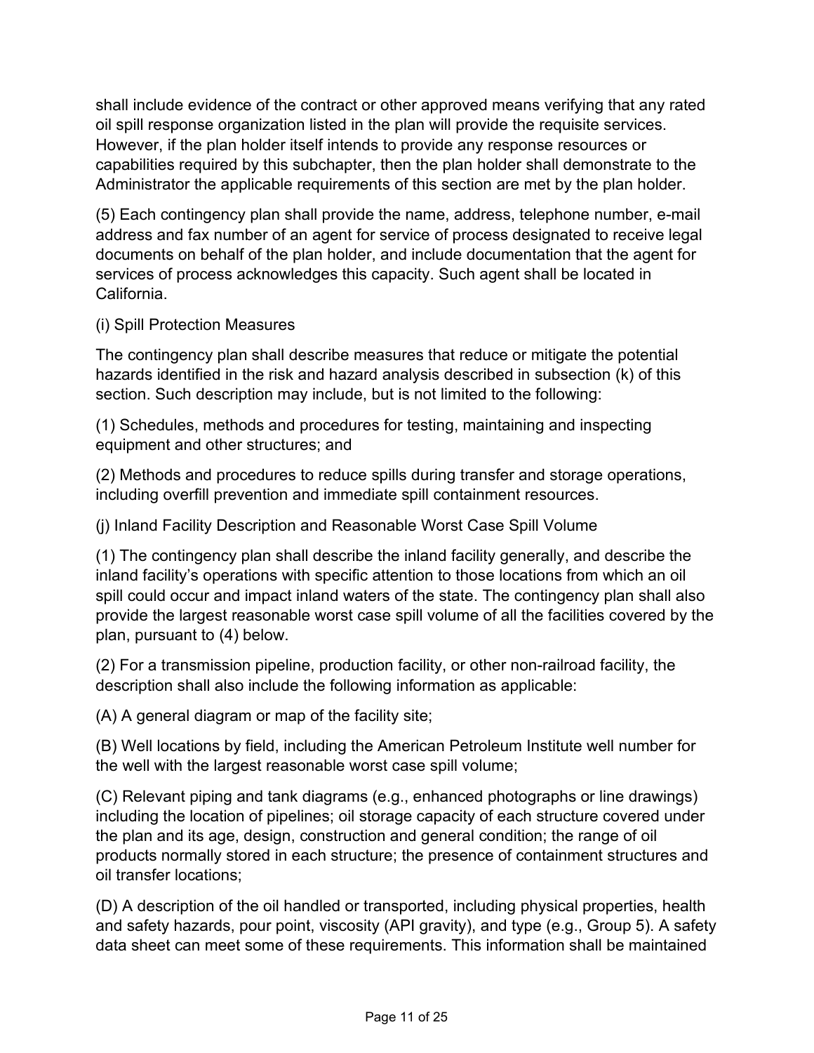shall include evidence of the contract or other approved means verifying that any rated oil spill response organization listed in the plan will provide the requisite services. However, if the plan holder itself intends to provide any response resources or capabilities required by this subchapter, then the plan holder shall demonstrate to the Administrator the applicable requirements of this section are met by the plan holder.

(5) Each contingency plan shall provide the name, address, telephone number, e-mail address and fax number of an agent for service of process designated to receive legal documents on behalf of the plan holder, and include documentation that the agent for services of process acknowledges this capacity. Such agent shall be located in California.

(i) Spill Protection Measures

The contingency plan shall describe measures that reduce or mitigate the potential hazards identified in the risk and hazard analysis described in subsection (k) of this section. Such description may include, but is not limited to the following:

(1) Schedules, methods and procedures for testing, maintaining and inspecting equipment and other structures; and

(2) Methods and procedures to reduce spills during transfer and storage operations, including overfill prevention and immediate spill containment resources.

(j) Inland Facility Description and Reasonable Worst Case Spill Volume

(1) The contingency plan shall describe the inland facility generally, and describe the inland facility's operations with specific attention to those locations from which an oil spill could occur and impact inland waters of the state. The contingency plan shall also provide the largest reasonable worst case spill volume of all the facilities covered by the plan, pursuant to (4) below.

(2) For a transmission pipeline, production facility, or other non-railroad facility, the description shall also include the following information as applicable:

(A) A general diagram or map of the facility site;

(B) Well locations by field, including the American Petroleum Institute well number for the well with the largest reasonable worst case spill volume;

(C) Relevant piping and tank diagrams (e.g., enhanced photographs or line drawings) including the location of pipelines; oil storage capacity of each structure covered under the plan and its age, design, construction and general condition; the range of oil products normally stored in each structure; the presence of containment structures and oil transfer locations;

(D) A description of the oil handled or transported, including physical properties, health and safety hazards, pour point, viscosity (API gravity), and type (e.g., Group 5). A safety data sheet can meet some of these requirements. This information shall be maintained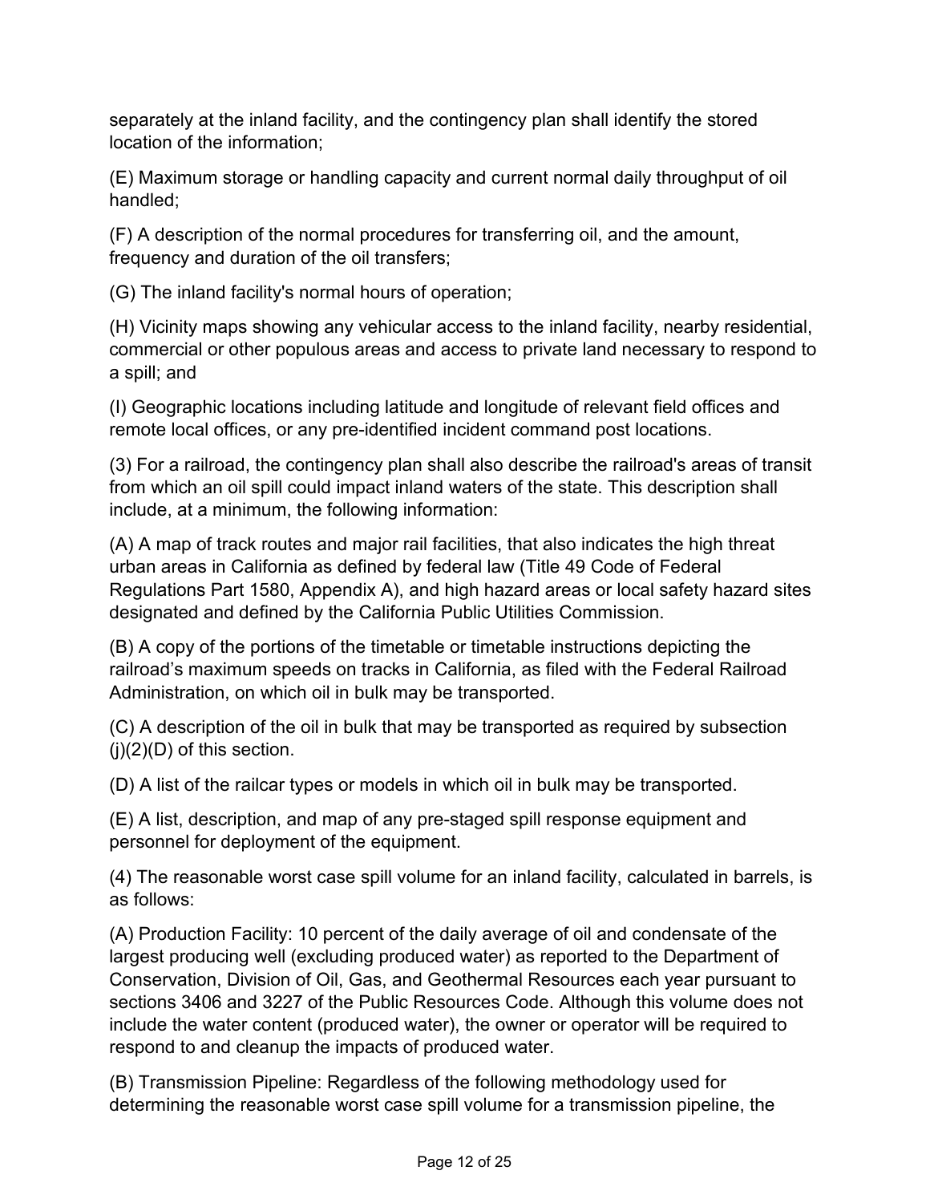separately at the inland facility, and the contingency plan shall identify the stored location of the information;

(E) Maximum storage or handling capacity and current normal daily throughput of oil handled;

(F) A description of the normal procedures for transferring oil, and the amount, frequency and duration of the oil transfers;

(G) The inland facility's normal hours of operation;

(H) Vicinity maps showing any vehicular access to the inland facility, nearby residential, commercial or other populous areas and access to private land necessary to respond to a spill; and

(I) Geographic locations including latitude and longitude of relevant field offices and remote local offices, or any pre-identified incident command post locations.

(3) For a railroad, the contingency plan shall also describe the railroad's areas of transit from which an oil spill could impact inland waters of the state. This description shall include, at a minimum, the following information:

(A) A map of track routes and major rail facilities, that also indicates the high threat urban areas in California as defined by federal law (Title 49 Code of Federal Regulations Part 1580, Appendix A), and high hazard areas or local safety hazard sites designated and defined by the California Public Utilities Commission.

(B) A copy of the portions of the timetable or timetable instructions depicting the railroad's maximum speeds on tracks in California, as filed with the Federal Railroad Administration, on which oil in bulk may be transported.

(C) A description of the oil in bulk that may be transported as required by subsection (j)(2)(D) of this section.

(D) A list of the railcar types or models in which oil in bulk may be transported.

(E) A list, description, and map of any pre-staged spill response equipment and personnel for deployment of the equipment.

(4) The reasonable worst case spill volume for an inland facility, calculated in barrels, is as follows:

(A) Production Facility: 10 percent of the daily average of oil and condensate of the largest producing well (excluding produced water) as reported to the Department of Conservation, Division of Oil, Gas, and Geothermal Resources each year pursuant to sections 3406 and 3227 of the Public Resources Code. Although this volume does not include the water content (produced water), the owner or operator will be required to respond to and cleanup the impacts of produced water.

(B) Transmission Pipeline: Regardless of the following methodology used for determining the reasonable worst case spill volume for a transmission pipeline, the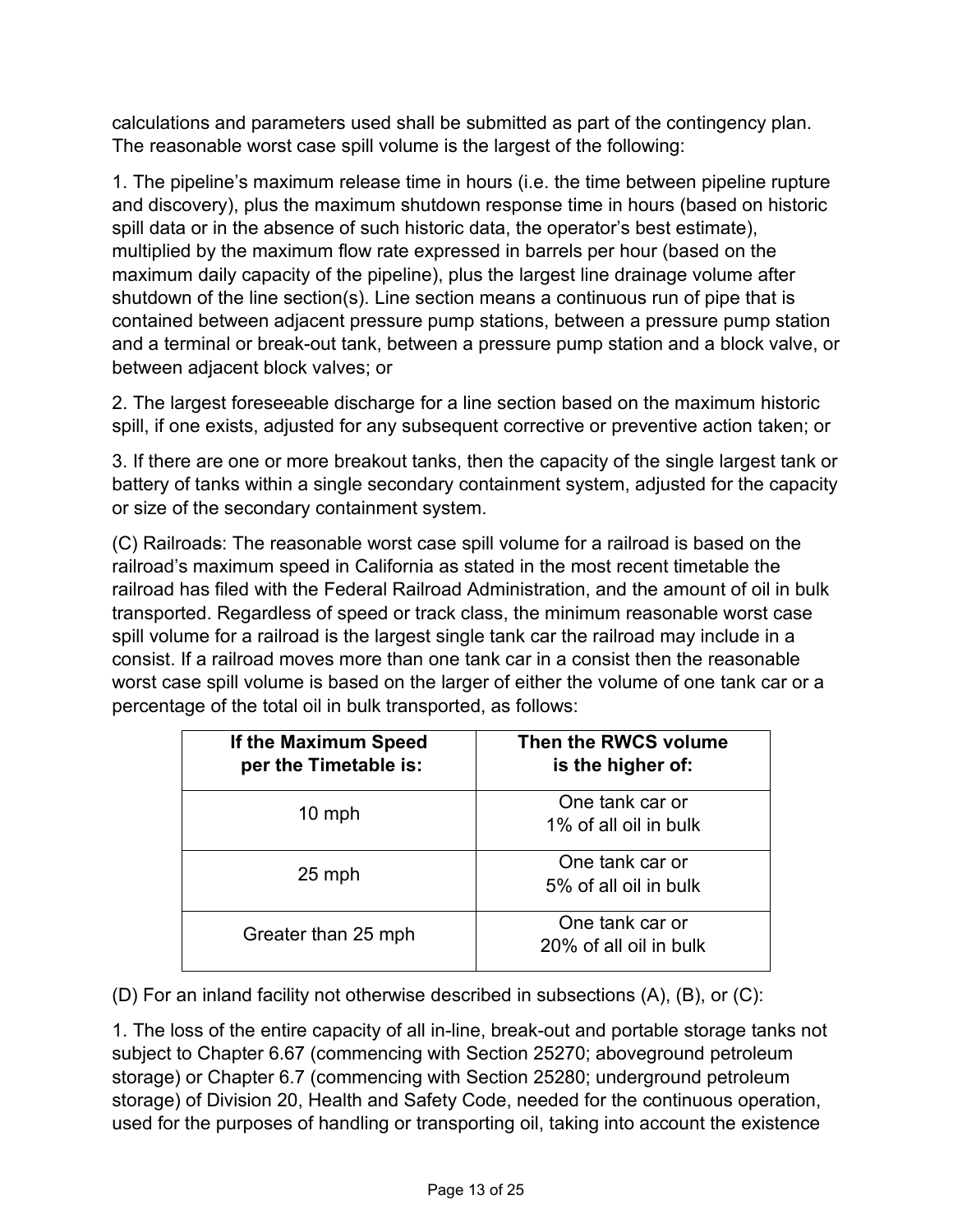calculations and parameters used shall be submitted as part of the contingency plan. The reasonable worst case spill volume is the largest of the following:

1. The pipeline's maximum release time in hours (i.e. the time between pipeline rupture and discovery), plus the maximum shutdown response time in hours (based on historic spill data or in the absence of such historic data, the operator's best estimate), multiplied by the maximum flow rate expressed in barrels per hour (based on the maximum daily capacity of the pipeline), plus the largest line drainage volume after shutdown of the line section(s). Line section means a continuous run of pipe that is contained between adjacent pressure pump stations, between a pressure pump station and a terminal or break-out tank, between a pressure pump station and a block valve, or between adjacent block valves; or

2. The largest foreseeable discharge for a line section based on the maximum historic spill, if one exists, adjusted for any subsequent corrective or preventive action taken; or

3. If there are one or more breakout tanks, then the capacity of the single largest tank or battery of tanks within a single secondary containment system, adjusted for the capacity or size of the secondary containment system.

(C) Railroads: The reasonable worst case spill volume for a railroad is based on the railroad's maximum speed in California as stated in the most recent timetable the railroad has filed with the Federal Railroad Administration, and the amount of oil in bulk transported. Regardless of speed or track class, the minimum reasonable worst case spill volume for a railroad is the largest single tank car the railroad may include in a consist. If a railroad moves more than one tank car in a consist then the reasonable worst case spill volume is based on the larger of either the volume of one tank car or a percentage of the total oil in bulk transported, as follows:

| If the Maximum Speed per the Timetable is: | Then the RWCS volume is the higher of: |
|---|---|
| 10 mph | One tank car or 1% of all oil in bulk |
| 25 mph | One tank car or 5% of all oil in bulk |
| Greater than 25 mph | One tank car or 20% of all oil in bulk |

(D) For an inland facility not otherwise described in subsections (A), (B), or (C):

1. The loss of the entire capacity of all in-line, break-out and portable storage tanks not subject to Chapter 6.67 (commencing with Section 25270; aboveground petroleum storage) or Chapter 6.7 (commencing with Section 25280; underground petroleum storage) of Division 20, Health and Safety Code, needed for the continuous operation, used for the purposes of handling or transporting oil, taking into account the existence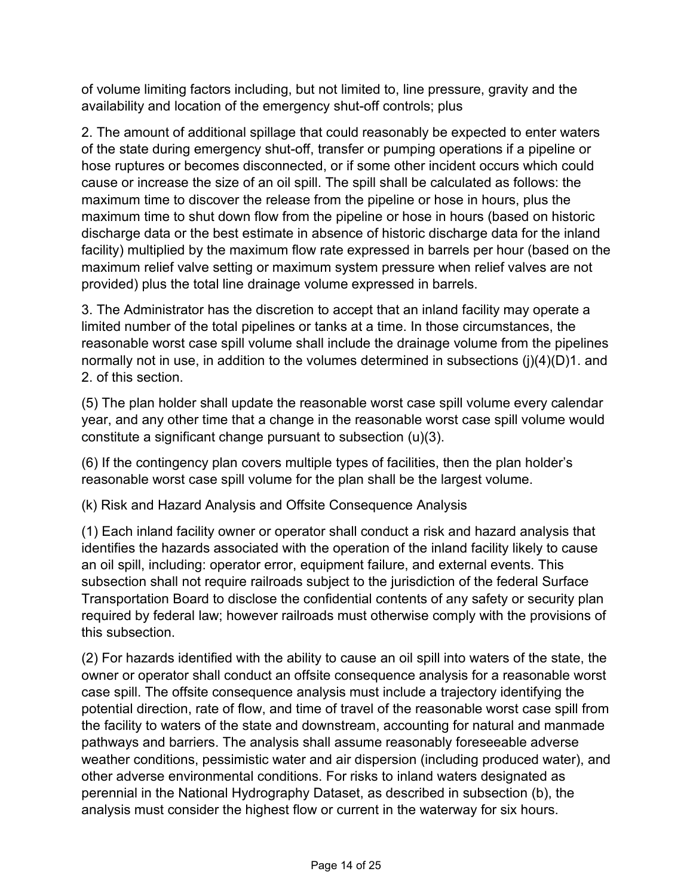of volume limiting factors including, but not limited to, line pressure, gravity and the availability and location of the emergency shut-off controls; plus

2. The amount of additional spillage that could reasonably be expected to enter waters of the state during emergency shut-off, transfer or pumping operations if a pipeline or hose ruptures or becomes disconnected, or if some other incident occurs which could cause or increase the size of an oil spill. The spill shall be calculated as follows: the maximum time to discover the release from the pipeline or hose in hours, plus the maximum time to shut down flow from the pipeline or hose in hours (based on historic discharge data or the best estimate in absence of historic discharge data for the inland facility) multiplied by the maximum flow rate expressed in barrels per hour (based on the maximum relief valve setting or maximum system pressure when relief valves are not provided) plus the total line drainage volume expressed in barrels.

3. The Administrator has the discretion to accept that an inland facility may operate a limited number of the total pipelines or tanks at a time. In those circumstances, the reasonable worst case spill volume shall include the drainage volume from the pipelines normally not in use, in addition to the volumes determined in subsections (j)(4)(D)1. and 2. of this section.

(5) The plan holder shall update the reasonable worst case spill volume every calendar year, and any other time that a change in the reasonable worst case spill volume would constitute a significant change pursuant to subsection (u)(3).

(6) If the contingency plan covers multiple types of facilities, then the plan holder's reasonable worst case spill volume for the plan shall be the largest volume.

(k) Risk and Hazard Analysis and Offsite Consequence Analysis

(1) Each inland facility owner or operator shall conduct a risk and hazard analysis that identifies the hazards associated with the operation of the inland facility likely to cause an oil spill, including: operator error, equipment failure, and external events. This subsection shall not require railroads subject to the jurisdiction of the federal Surface Transportation Board to disclose the confidential contents of any safety or security plan required by federal law; however railroads must otherwise comply with the provisions of this subsection.

(2) For hazards identified with the ability to cause an oil spill into waters of the state, the owner or operator shall conduct an offsite consequence analysis for a reasonable worst case spill. The offsite consequence analysis must include a trajectory identifying the potential direction, rate of flow, and time of travel of the reasonable worst case spill from the facility to waters of the state and downstream, accounting for natural and manmade pathways and barriers. The analysis shall assume reasonably foreseeable adverse weather conditions, pessimistic water and air dispersion (including produced water), and other adverse environmental conditions. For risks to inland waters designated as perennial in the National Hydrography Dataset, as described in subsection (b), the analysis must consider the highest flow or current in the waterway for six hours.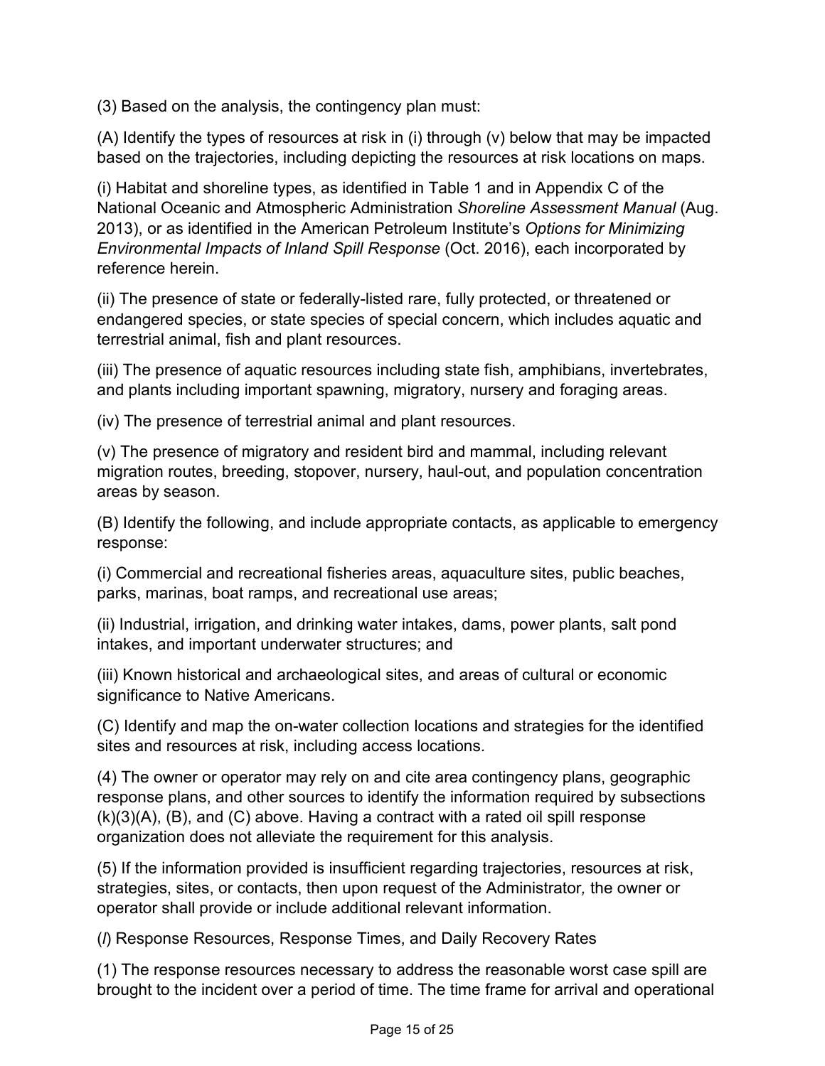(3) Based on the analysis, the contingency plan must:

(A) Identify the types of resources at risk in (i) through (v) below that may be impacted based on the trajectories, including depicting the resources at risk locations on maps.

(i) Habitat and shoreline types, as identified in Table 1 and in Appendix C of the National Oceanic and Atmospheric Administration *Shoreline Assessment Manual* (Aug. 2013), or as identified in the American Petroleum Institute's *Options for Minimizing Environmental Impacts of Inland Spill Response* (Oct. 2016), each incorporated by reference herein.

(ii) The presence of state or federally-listed rare, fully protected, or threatened or endangered species, or state species of special concern, which includes aquatic and terrestrial animal, fish and plant resources.

(iii) The presence of aquatic resources including state fish, amphibians, invertebrates, and plants including important spawning, migratory, nursery and foraging areas.

(iv) The presence of terrestrial animal and plant resources.

(v) The presence of migratory and resident bird and mammal, including relevant migration routes, breeding, stopover, nursery, haul-out, and population concentration areas by season.

(B) Identify the following, and include appropriate contacts, as applicable to emergency response:

(i) Commercial and recreational fisheries areas, aquaculture sites, public beaches, parks, marinas, boat ramps, and recreational use areas;

(ii) Industrial, irrigation, and drinking water intakes, dams, power plants, salt pond intakes, and important underwater structures; and

(iii) Known historical and archaeological sites, and areas of cultural or economic significance to Native Americans.

(C) Identify and map the on-water collection locations and strategies for the identified sites and resources at risk, including access locations.

(4) The owner or operator may rely on and cite area contingency plans, geographic response plans, and other sources to identify the information required by subsections (k)(3)(A), (B), and (C) above. Having a contract with a rated oil spill response organization does not alleviate the requirement for this analysis.

(5) If the information provided is insufficient regarding trajectories, resources at risk, strategies, sites, or contacts, then upon request of the Administrator*,* the owner or operator shall provide or include additional relevant information.

(*l*) Response Resources, Response Times, and Daily Recovery Rates

(1) The response resources necessary to address the reasonable worst case spill are brought to the incident over a period of time. The time frame for arrival and operational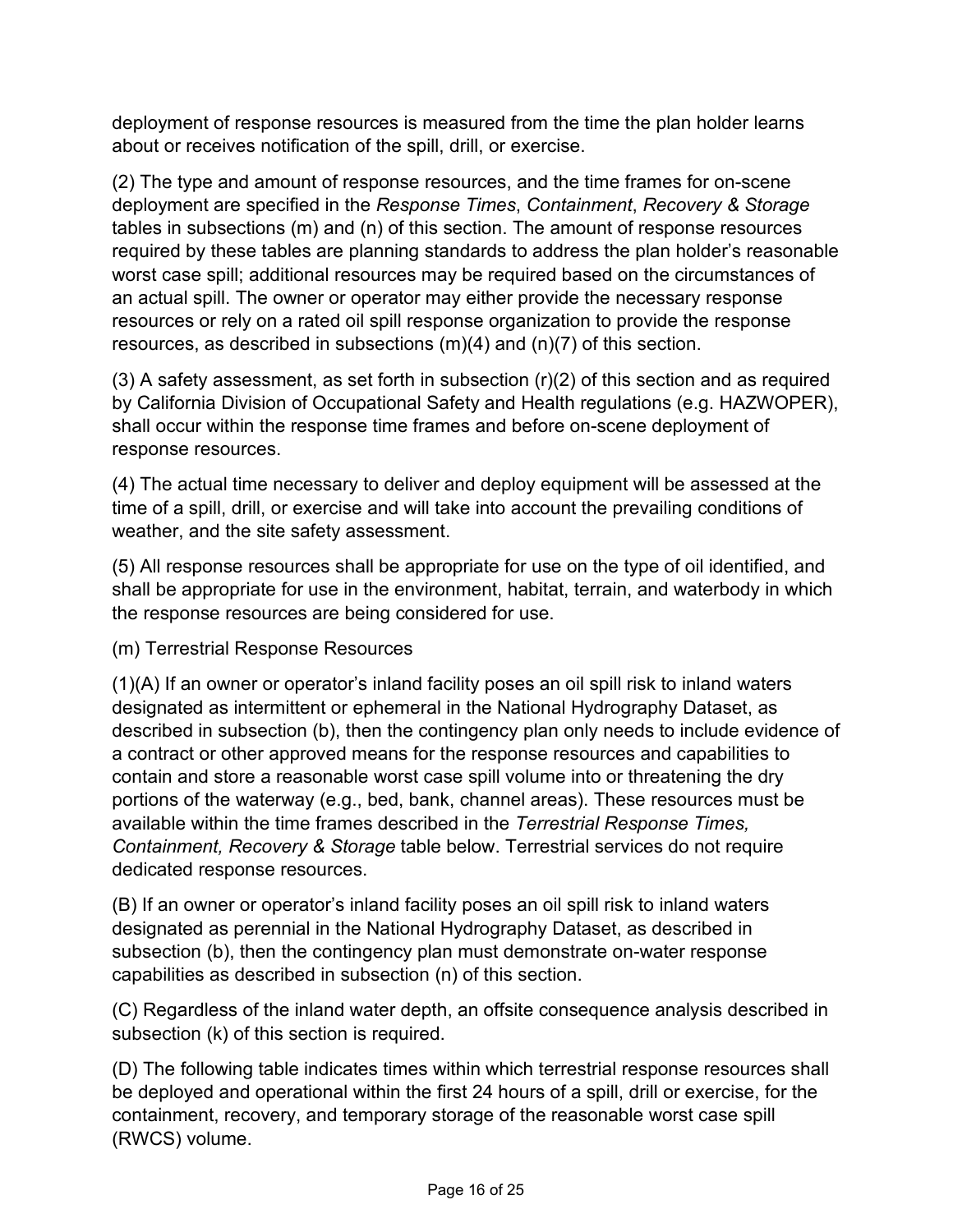deployment of response resources is measured from the time the plan holder learns about or receives notification of the spill, drill, or exercise.

(2) The type and amount of response resources, and the time frames for on-scene deployment are specified in the *Response Times*, *Containment*, *Recovery & Storage* tables in subsections (m) and (n) of this section. The amount of response resources required by these tables are planning standards to address the plan holder's reasonable worst case spill; additional resources may be required based on the circumstances of an actual spill. The owner or operator may either provide the necessary response resources or rely on a rated oil spill response organization to provide the response resources, as described in subsections (m)(4) and (n)(7) of this section.

(3) A safety assessment, as set forth in subsection (r)(2) of this section and as required by California Division of Occupational Safety and Health regulations (e.g. HAZWOPER), shall occur within the response time frames and before on-scene deployment of response resources.

(4) The actual time necessary to deliver and deploy equipment will be assessed at the time of a spill, drill, or exercise and will take into account the prevailing conditions of weather, and the site safety assessment.

(5) All response resources shall be appropriate for use on the type of oil identified, and shall be appropriate for use in the environment, habitat, terrain, and waterbody in which the response resources are being considered for use.

(m) Terrestrial Response Resources

(1)(A) If an owner or operator's inland facility poses an oil spill risk to inland waters designated as intermittent or ephemeral in the National Hydrography Dataset, as described in subsection (b), then the contingency plan only needs to include evidence of a contract or other approved means for the response resources and capabilities to contain and store a reasonable worst case spill volume into or threatening the dry portions of the waterway (e.g., bed, bank, channel areas). These resources must be available within the time frames described in the *Terrestrial Response Times, Containment, Recovery & Storage* table below. Terrestrial services do not require dedicated response resources.

(B) If an owner or operator's inland facility poses an oil spill risk to inland waters designated as perennial in the National Hydrography Dataset, as described in subsection (b), then the contingency plan must demonstrate on-water response capabilities as described in subsection (n) of this section.

(C) Regardless of the inland water depth, an offsite consequence analysis described in subsection (k) of this section is required.

(D) The following table indicates times within which terrestrial response resources shall be deployed and operational within the first 24 hours of a spill, drill or exercise, for the containment, recovery, and temporary storage of the reasonable worst case spill (RWCS) volume.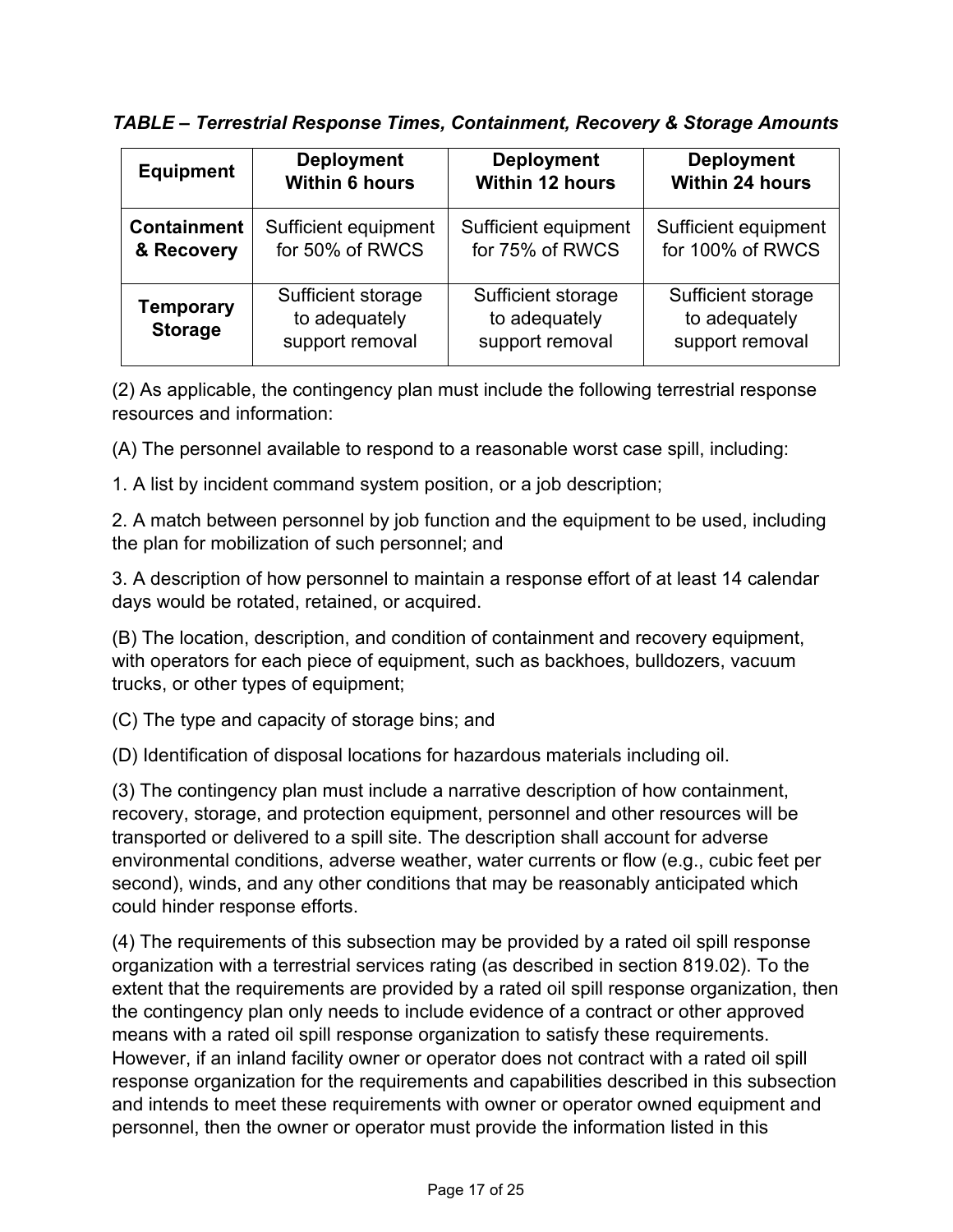***TABLE – Terrestrial Response Times, Containment, Recovery & Storage Amounts***

| Equipment | Deployment Within 6 hours | Deployment Within 12 hours | Deployment Within 24 hours |
|---|---|---|---|
| **Containment & Recovery** | Sufficient equipment for 50% of RWCS | Sufficient equipment for 75% of RWCS | Sufficient equipment for 100% of RWCS |
| **Temporary Storage** | Sufficient storage to adequately support removal | Sufficient storage to adequately support removal | Sufficient storage to adequately support removal |

(2) As applicable, the contingency plan must include the following terrestrial response resources and information:

(A) The personnel available to respond to a reasonable worst case spill, including:

1. A list by incident command system position, or a job description;

2. A match between personnel by job function and the equipment to be used, including the plan for mobilization of such personnel; and

3. A description of how personnel to maintain a response effort of at least 14 calendar days would be rotated, retained, or acquired.

(B) The location, description, and condition of containment and recovery equipment, with operators for each piece of equipment, such as backhoes, bulldozers, vacuum trucks, or other types of equipment;

(C) The type and capacity of storage bins; and

(D) Identification of disposal locations for hazardous materials including oil.

(3) The contingency plan must include a narrative description of how containment, recovery, storage, and protection equipment, personnel and other resources will be transported or delivered to a spill site. The description shall account for adverse environmental conditions, adverse weather, water currents or flow (e.g., cubic feet per second), winds, and any other conditions that may be reasonably anticipated which could hinder response efforts.

(4) The requirements of this subsection may be provided by a rated oil spill response organization with a terrestrial services rating (as described in section 819.02). To the extent that the requirements are provided by a rated oil spill response organization, then the contingency plan only needs to include evidence of a contract or other approved means with a rated oil spill response organization to satisfy these requirements. However, if an inland facility owner or operator does not contract with a rated oil spill response organization for the requirements and capabilities described in this subsection and intends to meet these requirements with owner or operator owned equipment and personnel, then the owner or operator must provide the information listed in this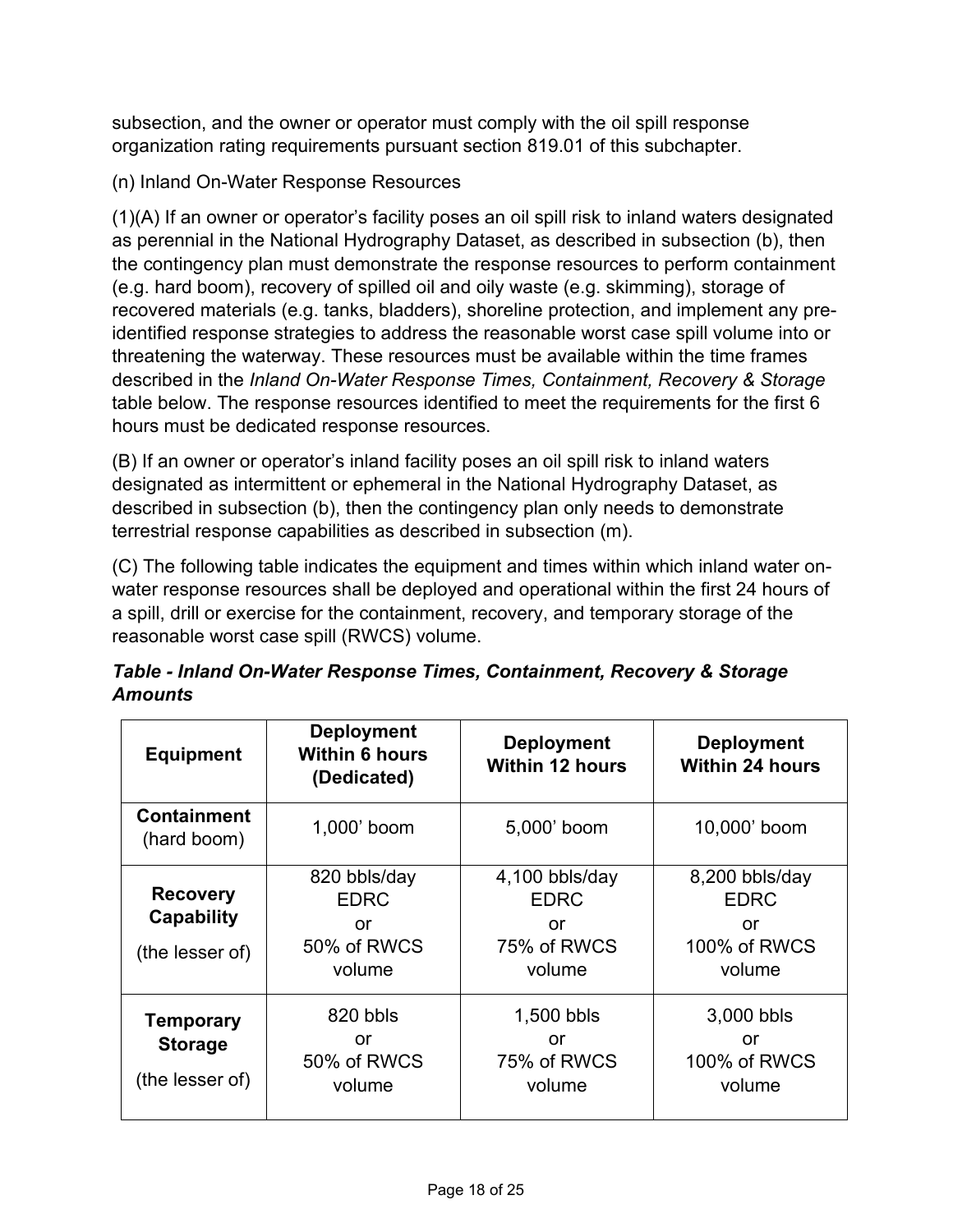subsection, and the owner or operator must comply with the oil spill response organization rating requirements pursuant section 819.01 of this subchapter.

(n) Inland On-Water Response Resources

(1)(A) If an owner or operator's facility poses an oil spill risk to inland waters designated as perennial in the National Hydrography Dataset, as described in subsection (b), then the contingency plan must demonstrate the response resources to perform containment (e.g. hard boom), recovery of spilled oil and oily waste (e.g. skimming), storage of recovered materials (e.g. tanks, bladders), shoreline protection, and implement any pre-identified response strategies to address the reasonable worst case spill volume into or threatening the waterway. These resources must be available within the time frames described in the *Inland On-Water Response Times, Containment, Recovery & Storage* table below. The response resources identified to meet the requirements for the first 6 hours must be dedicated response resources.

(B) If an owner or operator's inland facility poses an oil spill risk to inland waters designated as intermittent or ephemeral in the National Hydrography Dataset, as described in subsection (b), then the contingency plan only needs to demonstrate terrestrial response capabilities as described in subsection (m).

(C) The following table indicates the equipment and times within which inland water on-water response resources shall be deployed and operational within the first 24 hours of a spill, drill or exercise for the containment, recovery, and temporary storage of the reasonable worst case spill (RWCS) volume.

***Table - Inland On-Water Response Times, Containment, Recovery & Storage Amounts***

| Equipment | Deployment Within 6 hours (Dedicated) | Deployment Within 12 hours | Deployment Within 24 hours |
|---|---|---|---|
| **Containment** (hard boom) | 1,000' boom | 5,000' boom | 10,000' boom |
| **Recovery Capability** (the lesser of) | 820 bbls/day EDRC or 50% of RWCS volume | 4,100 bbls/day EDRC or 75% of RWCS volume | 8,200 bbls/day EDRC or 100% of RWCS volume |
| **Temporary Storage** (the lesser of) | 820 bbls or 50% of RWCS volume | 1,500 bbls or 75% of RWCS volume | 3,000 bbls or 100% of RWCS volume |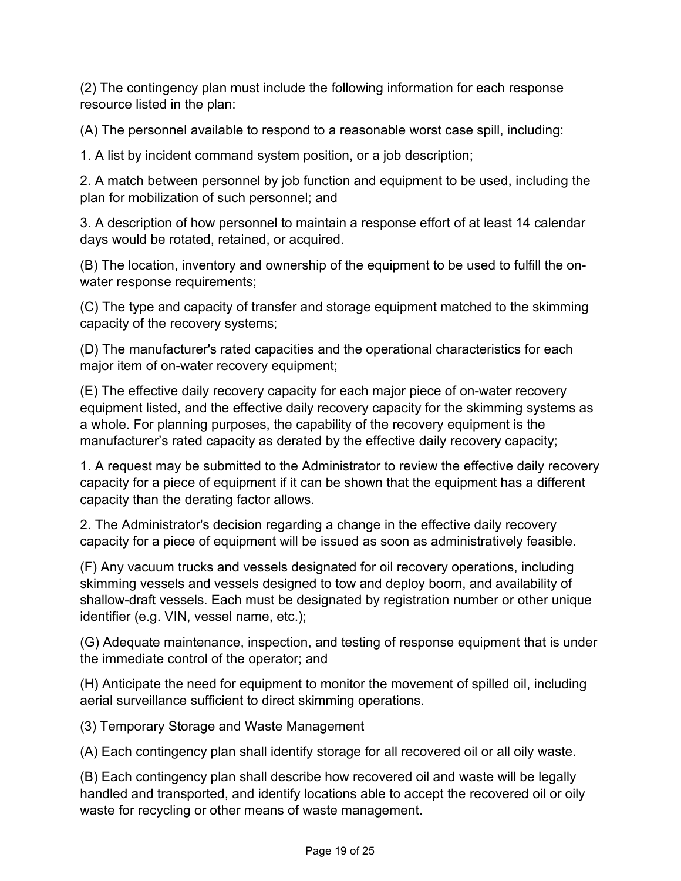(2) The contingency plan must include the following information for each response resource listed in the plan:

(A) The personnel available to respond to a reasonable worst case spill, including:

1. A list by incident command system position, or a job description;

2. A match between personnel by job function and equipment to be used, including the plan for mobilization of such personnel; and

3. A description of how personnel to maintain a response effort of at least 14 calendar days would be rotated, retained, or acquired.

(B) The location, inventory and ownership of the equipment to be used to fulfill the on-water response requirements;

(C) The type and capacity of transfer and storage equipment matched to the skimming capacity of the recovery systems;

(D) The manufacturer's rated capacities and the operational characteristics for each major item of on-water recovery equipment;

(E) The effective daily recovery capacity for each major piece of on-water recovery equipment listed, and the effective daily recovery capacity for the skimming systems as a whole. For planning purposes, the capability of the recovery equipment is the manufacturer's rated capacity as derated by the effective daily recovery capacity;

1. A request may be submitted to the Administrator to review the effective daily recovery capacity for a piece of equipment if it can be shown that the equipment has a different capacity than the derating factor allows.

2. The Administrator's decision regarding a change in the effective daily recovery capacity for a piece of equipment will be issued as soon as administratively feasible.

(F) Any vacuum trucks and vessels designated for oil recovery operations, including skimming vessels and vessels designed to tow and deploy boom, and availability of shallow-draft vessels. Each must be designated by registration number or other unique identifier (e.g. VIN, vessel name, etc.);

(G) Adequate maintenance, inspection, and testing of response equipment that is under the immediate control of the operator; and

(H) Anticipate the need for equipment to monitor the movement of spilled oil, including aerial surveillance sufficient to direct skimming operations.

(3) Temporary Storage and Waste Management

(A) Each contingency plan shall identify storage for all recovered oil or all oily waste.

(B) Each contingency plan shall describe how recovered oil and waste will be legally handled and transported, and identify locations able to accept the recovered oil or oily waste for recycling or other means of waste management.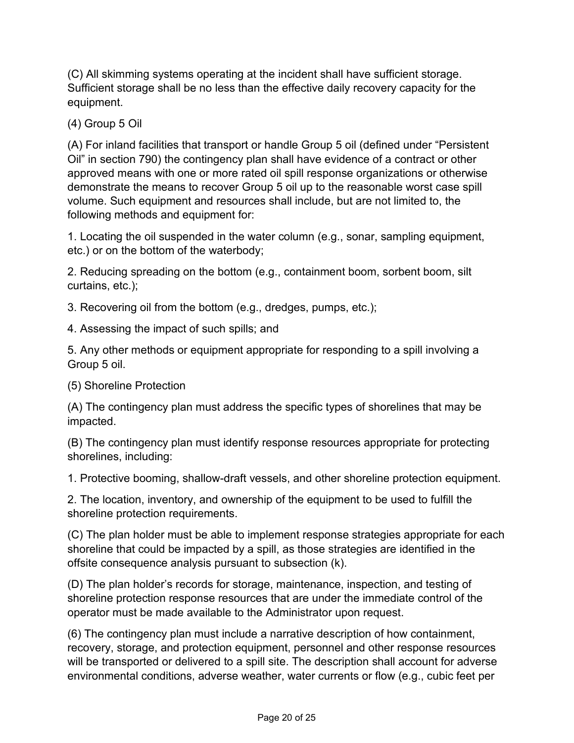(C) All skimming systems operating at the incident shall have sufficient storage. Sufficient storage shall be no less than the effective daily recovery capacity for the equipment.

(4) Group 5 Oil

(A) For inland facilities that transport or handle Group 5 oil (defined under "Persistent Oil" in section 790) the contingency plan shall have evidence of a contract or other approved means with one or more rated oil spill response organizations or otherwise demonstrate the means to recover Group 5 oil up to the reasonable worst case spill volume. Such equipment and resources shall include, but are not limited to, the following methods and equipment for:

1. Locating the oil suspended in the water column (e.g., sonar, sampling equipment, etc.) or on the bottom of the waterbody;

2. Reducing spreading on the bottom (e.g., containment boom, sorbent boom, silt curtains, etc.);

3. Recovering oil from the bottom (e.g., dredges, pumps, etc.);

4. Assessing the impact of such spills; and

5. Any other methods or equipment appropriate for responding to a spill involving a Group 5 oil.

(5) Shoreline Protection

(A) The contingency plan must address the specific types of shorelines that may be impacted.

(B) The contingency plan must identify response resources appropriate for protecting shorelines, including:

1. Protective booming, shallow-draft vessels, and other shoreline protection equipment.

2. The location, inventory, and ownership of the equipment to be used to fulfill the shoreline protection requirements.

(C) The plan holder must be able to implement response strategies appropriate for each shoreline that could be impacted by a spill, as those strategies are identified in the offsite consequence analysis pursuant to subsection (k).

(D) The plan holder's records for storage, maintenance, inspection, and testing of shoreline protection response resources that are under the immediate control of the operator must be made available to the Administrator upon request.

(6) The contingency plan must include a narrative description of how containment, recovery, storage, and protection equipment, personnel and other response resources will be transported or delivered to a spill site. The description shall account for adverse environmental conditions, adverse weather, water currents or flow (e.g., cubic feet per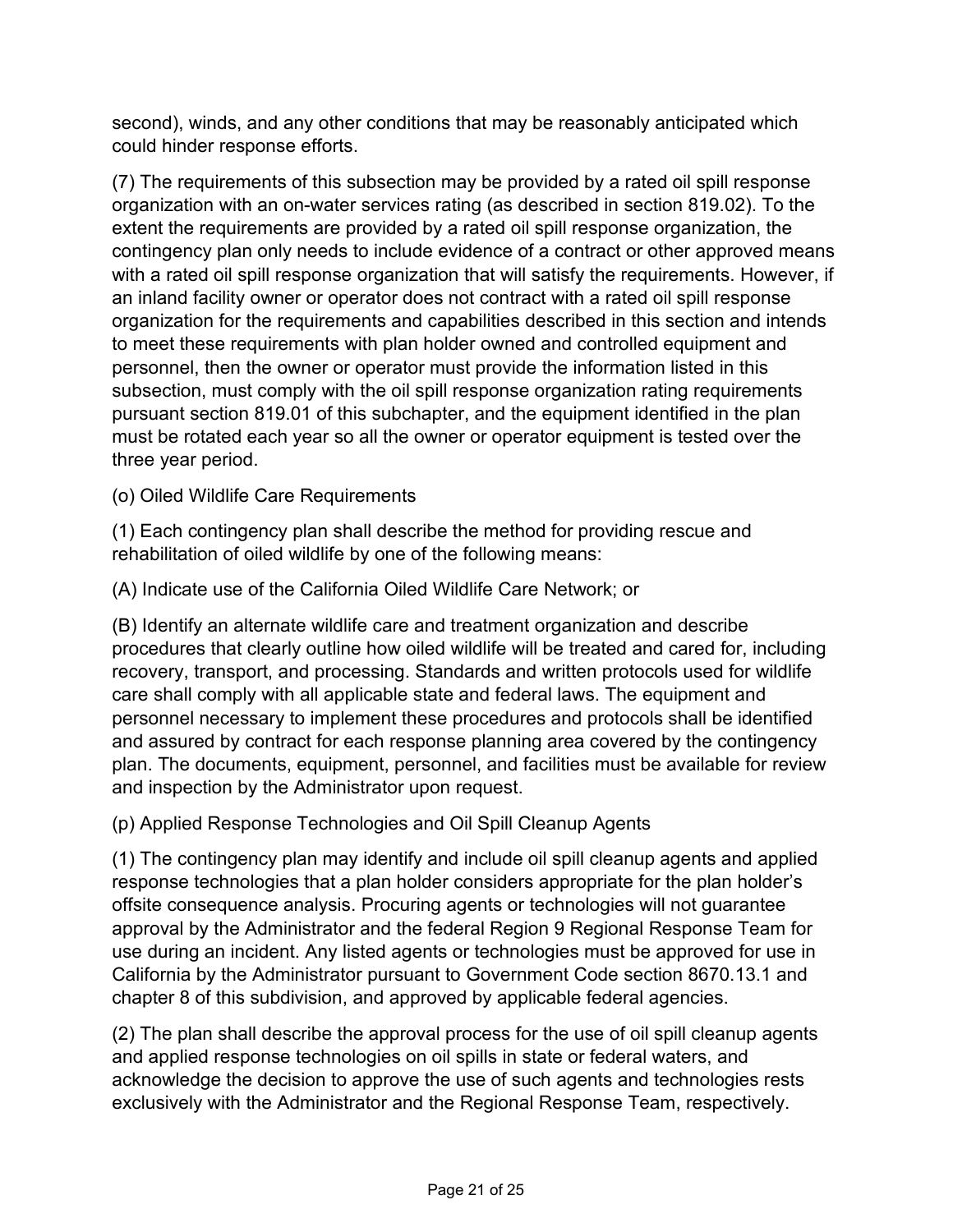second), winds, and any other conditions that may be reasonably anticipated which could hinder response efforts.

(7) The requirements of this subsection may be provided by a rated oil spill response organization with an on-water services rating (as described in section 819.02). To the extent the requirements are provided by a rated oil spill response organization, the contingency plan only needs to include evidence of a contract or other approved means with a rated oil spill response organization that will satisfy the requirements. However, if an inland facility owner or operator does not contract with a rated oil spill response organization for the requirements and capabilities described in this section and intends to meet these requirements with plan holder owned and controlled equipment and personnel, then the owner or operator must provide the information listed in this subsection, must comply with the oil spill response organization rating requirements pursuant section 819.01 of this subchapter, and the equipment identified in the plan must be rotated each year so all the owner or operator equipment is tested over the three year period.

(o) Oiled Wildlife Care Requirements

(1) Each contingency plan shall describe the method for providing rescue and rehabilitation of oiled wildlife by one of the following means:

(A) Indicate use of the California Oiled Wildlife Care Network; or

(B) Identify an alternate wildlife care and treatment organization and describe procedures that clearly outline how oiled wildlife will be treated and cared for, including recovery, transport, and processing. Standards and written protocols used for wildlife care shall comply with all applicable state and federal laws. The equipment and personnel necessary to implement these procedures and protocols shall be identified and assured by contract for each response planning area covered by the contingency plan. The documents, equipment, personnel, and facilities must be available for review and inspection by the Administrator upon request.

(p) Applied Response Technologies and Oil Spill Cleanup Agents

(1) The contingency plan may identify and include oil spill cleanup agents and applied response technologies that a plan holder considers appropriate for the plan holder's offsite consequence analysis. Procuring agents or technologies will not guarantee approval by the Administrator and the federal Region 9 Regional Response Team for use during an incident. Any listed agents or technologies must be approved for use in California by the Administrator pursuant to Government Code section 8670.13.1 and chapter 8 of this subdivision, and approved by applicable federal agencies.

(2) The plan shall describe the approval process for the use of oil spill cleanup agents and applied response technologies on oil spills in state or federal waters, and acknowledge the decision to approve the use of such agents and technologies rests exclusively with the Administrator and the Regional Response Team, respectively.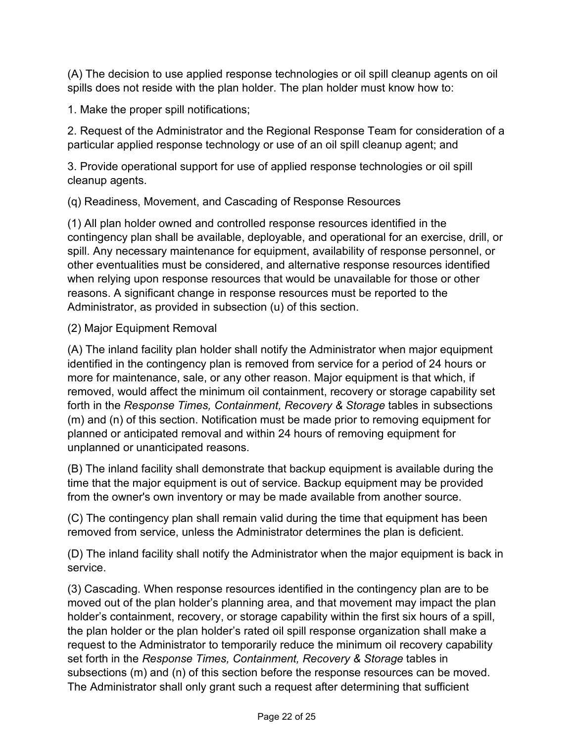(A) The decision to use applied response technologies or oil spill cleanup agents on oil spills does not reside with the plan holder. The plan holder must know how to:

1. Make the proper spill notifications;

2. Request of the Administrator and the Regional Response Team for consideration of a particular applied response technology or use of an oil spill cleanup agent; and

3. Provide operational support for use of applied response technologies or oil spill cleanup agents.

(q) Readiness, Movement, and Cascading of Response Resources

(1) All plan holder owned and controlled response resources identified in the contingency plan shall be available, deployable, and operational for an exercise, drill, or spill. Any necessary maintenance for equipment, availability of response personnel, or other eventualities must be considered, and alternative response resources identified when relying upon response resources that would be unavailable for those or other reasons. A significant change in response resources must be reported to the Administrator, as provided in subsection (u) of this section.

(2) Major Equipment Removal

(A) The inland facility plan holder shall notify the Administrator when major equipment identified in the contingency plan is removed from service for a period of 24 hours or more for maintenance, sale, or any other reason. Major equipment is that which, if removed, would affect the minimum oil containment, recovery or storage capability set forth in the *Response Times, Containment, Recovery & Storage* tables in subsections (m) and (n) of this section. Notification must be made prior to removing equipment for planned or anticipated removal and within 24 hours of removing equipment for unplanned or unanticipated reasons.

(B) The inland facility shall demonstrate that backup equipment is available during the time that the major equipment is out of service. Backup equipment may be provided from the owner's own inventory or may be made available from another source.

(C) The contingency plan shall remain valid during the time that equipment has been removed from service, unless the Administrator determines the plan is deficient.

(D) The inland facility shall notify the Administrator when the major equipment is back in service.

(3) Cascading. When response resources identified in the contingency plan are to be moved out of the plan holder's planning area, and that movement may impact the plan holder's containment, recovery, or storage capability within the first six hours of a spill, the plan holder or the plan holder's rated oil spill response organization shall make a request to the Administrator to temporarily reduce the minimum oil recovery capability set forth in the *Response Times, Containment, Recovery & Storage* tables in subsections (m) and (n) of this section before the response resources can be moved. The Administrator shall only grant such a request after determining that sufficient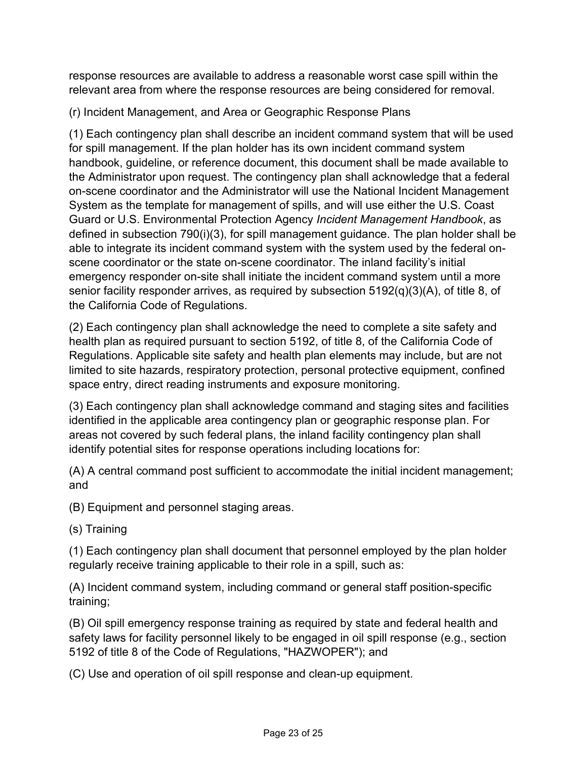response resources are available to address a reasonable worst case spill within the relevant area from where the response resources are being considered for removal.

(r) Incident Management, and Area or Geographic Response Plans

(1) Each contingency plan shall describe an incident command system that will be used for spill management. If the plan holder has its own incident command system handbook, guideline, or reference document, this document shall be made available to the Administrator upon request. The contingency plan shall acknowledge that a federal on-scene coordinator and the Administrator will use the National Incident Management System as the template for management of spills, and will use either the U.S. Coast Guard or U.S. Environmental Protection Agency *Incident Management Handbook*, as defined in subsection 790(i)(3), for spill management guidance. The plan holder shall be able to integrate its incident command system with the system used by the federal on-scene coordinator or the state on-scene coordinator. The inland facility's initial emergency responder on-site shall initiate the incident command system until a more senior facility responder arrives, as required by subsection 5192(q)(3)(A), of title 8, of the California Code of Regulations.

(2) Each contingency plan shall acknowledge the need to complete a site safety and health plan as required pursuant to section 5192, of title 8, of the California Code of Regulations. Applicable site safety and health plan elements may include, but are not limited to site hazards, respiratory protection, personal protective equipment, confined space entry, direct reading instruments and exposure monitoring.

(3) Each contingency plan shall acknowledge command and staging sites and facilities identified in the applicable area contingency plan or geographic response plan. For areas not covered by such federal plans, the inland facility contingency plan shall identify potential sites for response operations including locations for:

(A) A central command post sufficient to accommodate the initial incident management; and

(B) Equipment and personnel staging areas.

(s) Training

(1) Each contingency plan shall document that personnel employed by the plan holder regularly receive training applicable to their role in a spill, such as:

(A) Incident command system, including command or general staff position-specific training;

(B) Oil spill emergency response training as required by state and federal health and safety laws for facility personnel likely to be engaged in oil spill response (e.g., section 5192 of title 8 of the Code of Regulations, "HAZWOPER"); and

(C) Use and operation of oil spill response and clean-up equipment.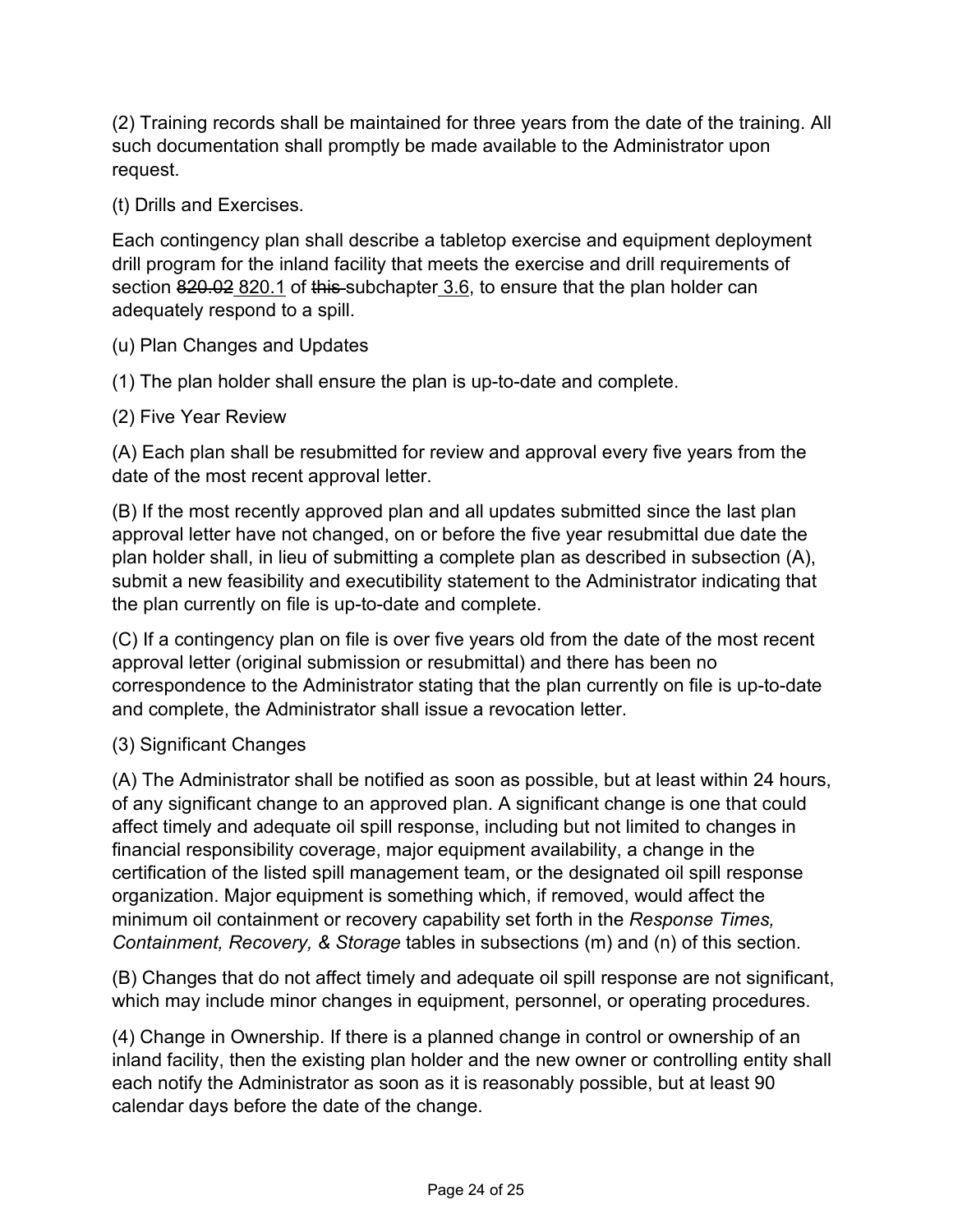(2) Training records shall be maintained for three years from the date of the training. All such documentation shall promptly be made available to the Administrator upon request.

(t) Drills and Exercises.

Each contingency plan shall describe a tabletop exercise and equipment deployment drill program for the inland facility that meets the exercise and drill requirements of section ~~820.02~~ <u>820.1</u> of ~~this~~ subchapter <u>3.6</u>, to ensure that the plan holder can adequately respond to a spill.

(u) Plan Changes and Updates

(1) The plan holder shall ensure the plan is up-to-date and complete.

(2) Five Year Review

(A) Each plan shall be resubmitted for review and approval every five years from the date of the most recent approval letter.

(B) If the most recently approved plan and all updates submitted since the last plan approval letter have not changed, on or before the five year resubmittal due date the plan holder shall, in lieu of submitting a complete plan as described in subsection (A), submit a new feasibility and executibility statement to the Administrator indicating that the plan currently on file is up-to-date and complete.

(C) If a contingency plan on file is over five years old from the date of the most recent approval letter (original submission or resubmittal) and there has been no correspondence to the Administrator stating that the plan currently on file is up-to-date and complete, the Administrator shall issue a revocation letter.

(3) Significant Changes

(A) The Administrator shall be notified as soon as possible, but at least within 24 hours, of any significant change to an approved plan. A significant change is one that could affect timely and adequate oil spill response, including but not limited to changes in financial responsibility coverage, major equipment availability, a change in the certification of the listed spill management team, or the designated oil spill response organization. Major equipment is something which, if removed, would affect the minimum oil containment or recovery capability set forth in the *Response Times, Containment, Recovery, & Storage* tables in subsections (m) and (n) of this section.

(B) Changes that do not affect timely and adequate oil spill response are not significant, which may include minor changes in equipment, personnel, or operating procedures.

(4) Change in Ownership. If there is a planned change in control or ownership of an inland facility, then the existing plan holder and the new owner or controlling entity shall each notify the Administrator as soon as it is reasonably possible, but at least 90 calendar days before the date of the change.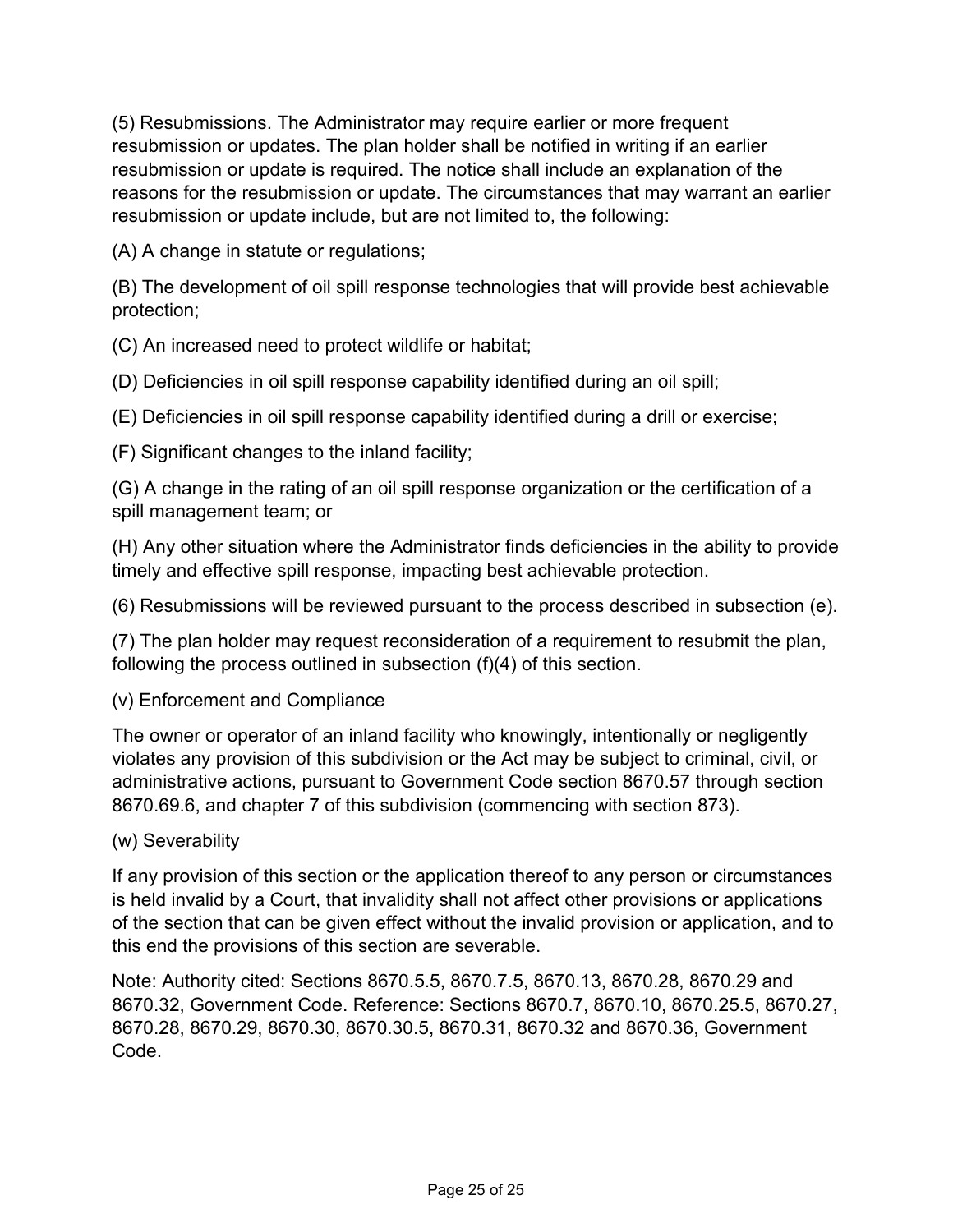(5) Resubmissions. The Administrator may require earlier or more frequent resubmission or updates. The plan holder shall be notified in writing if an earlier resubmission or update is required. The notice shall include an explanation of the reasons for the resubmission or update. The circumstances that may warrant an earlier resubmission or update include, but are not limited to, the following:

(A) A change in statute or regulations;

(B) The development of oil spill response technologies that will provide best achievable protection;

(C) An increased need to protect wildlife or habitat;

(D) Deficiencies in oil spill response capability identified during an oil spill;

(E) Deficiencies in oil spill response capability identified during a drill or exercise;

(F) Significant changes to the inland facility;

(G) A change in the rating of an oil spill response organization or the certification of a spill management team; or

(H) Any other situation where the Administrator finds deficiencies in the ability to provide timely and effective spill response, impacting best achievable protection.

(6) Resubmissions will be reviewed pursuant to the process described in subsection (e).

(7) The plan holder may request reconsideration of a requirement to resubmit the plan, following the process outlined in subsection (f)(4) of this section.

(v) Enforcement and Compliance

The owner or operator of an inland facility who knowingly, intentionally or negligently violates any provision of this subdivision or the Act may be subject to criminal, civil, or administrative actions, pursuant to Government Code section 8670.57 through section 8670.69.6, and chapter 7 of this subdivision (commencing with section 873).

(w) Severability

If any provision of this section or the application thereof to any person or circumstances is held invalid by a Court, that invalidity shall not affect other provisions or applications of the section that can be given effect without the invalid provision or application, and to this end the provisions of this section are severable.

Note: Authority cited: Sections 8670.5.5, 8670.7.5, 8670.13, 8670.28, 8670.29 and 8670.32, Government Code. Reference: Sections 8670.7, 8670.10, 8670.25.5, 8670.27, 8670.28, 8670.29, 8670.30, 8670.30.5, 8670.31, 8670.32 and 8670.36, Government Code.